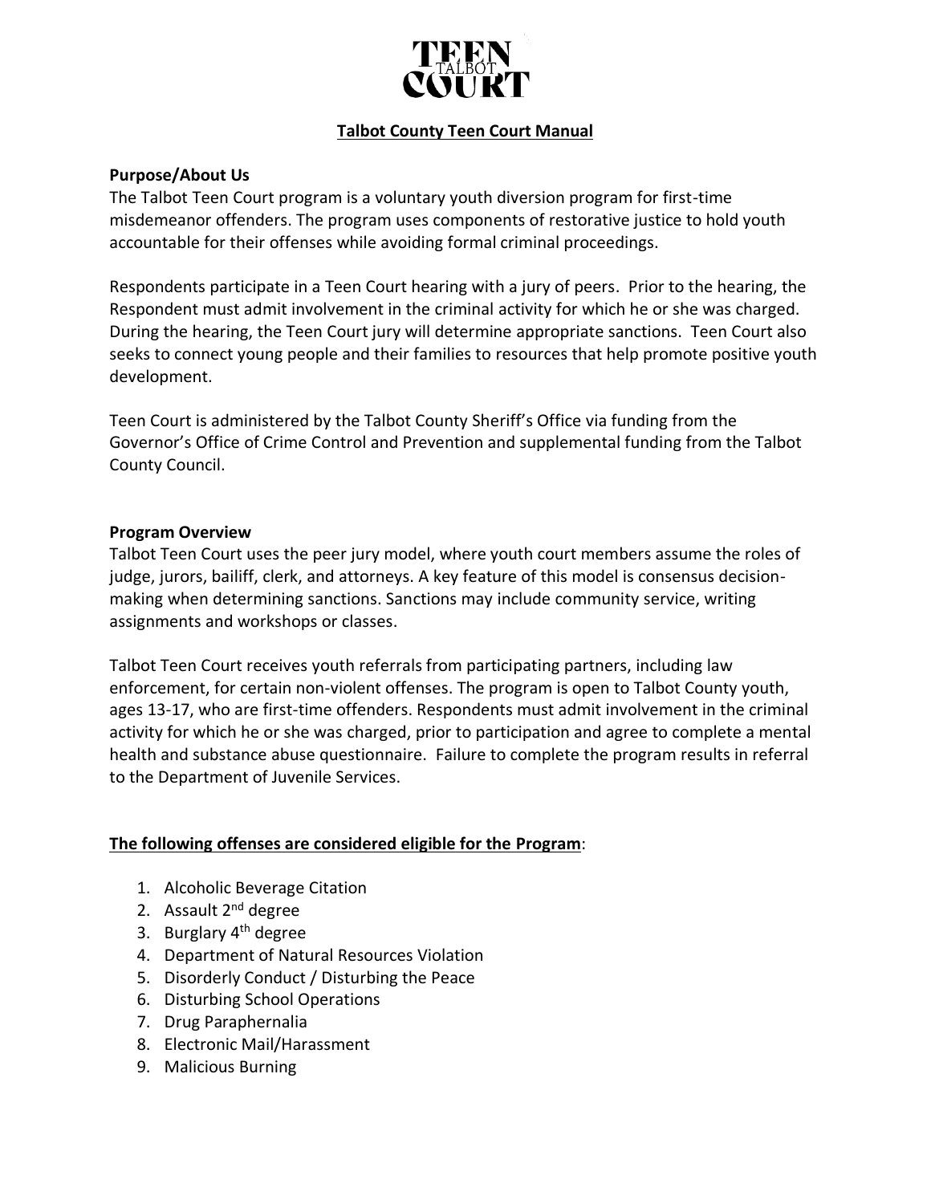# Talbot County Teen Court Manual

**Purpose/About Us**

The Talbot Teen Court program is a voluntary youth diversion program for first-time misdemeanor offenders. The program uses components of restorative justice to hold youth accountable for their offenses while avoiding formal criminal proceedings.

Respondents participate in a Teen Court hearing with a jury of peers. Prior to the hearing, the Respondent must admit involvement in the criminal activity for which he or she was charged. During the hearing, the Teen Court jury will determine appropriate sanctions. Teen Court also seeks to connect young people and their families to resources that help promote positive youth development.

Teen Court is administered by the Talbot County Sheriff's Office via funding from the Governor's Office of Crime Control and Prevention and supplemental funding from the Talbot County Council.

**Program Overview**

Talbot Teen Court uses the peer jury model, where youth court members assume the roles of judge, jurors, bailiff, clerk, and attorneys. A key feature of this model is consensus decision-making when determining sanctions. Sanctions may include community service, writing assignments and workshops or classes.

Talbot Teen Court receives youth referrals from participating partners, including law enforcement, for certain non-violent offenses. The program is open to Talbot County youth, ages 13-17, who are first-time offenders. Respondents must admit involvement in the criminal activity for which he or she was charged, prior to participation and agree to complete a mental health and substance abuse questionnaire. Failure to complete the program results in referral to the Department of Juvenile Services.

**The following offenses are considered eligible for the Program**:

1. Alcoholic Beverage Citation
2. Assault 2nd degree
3. Burglary 4th degree
4. Department of Natural Resources Violation
5. Disorderly Conduct / Disturbing the Peace
6. Disturbing School Operations
7. Drug Paraphernalia
8. Electronic Mail/Harassment
9. Malicious Burning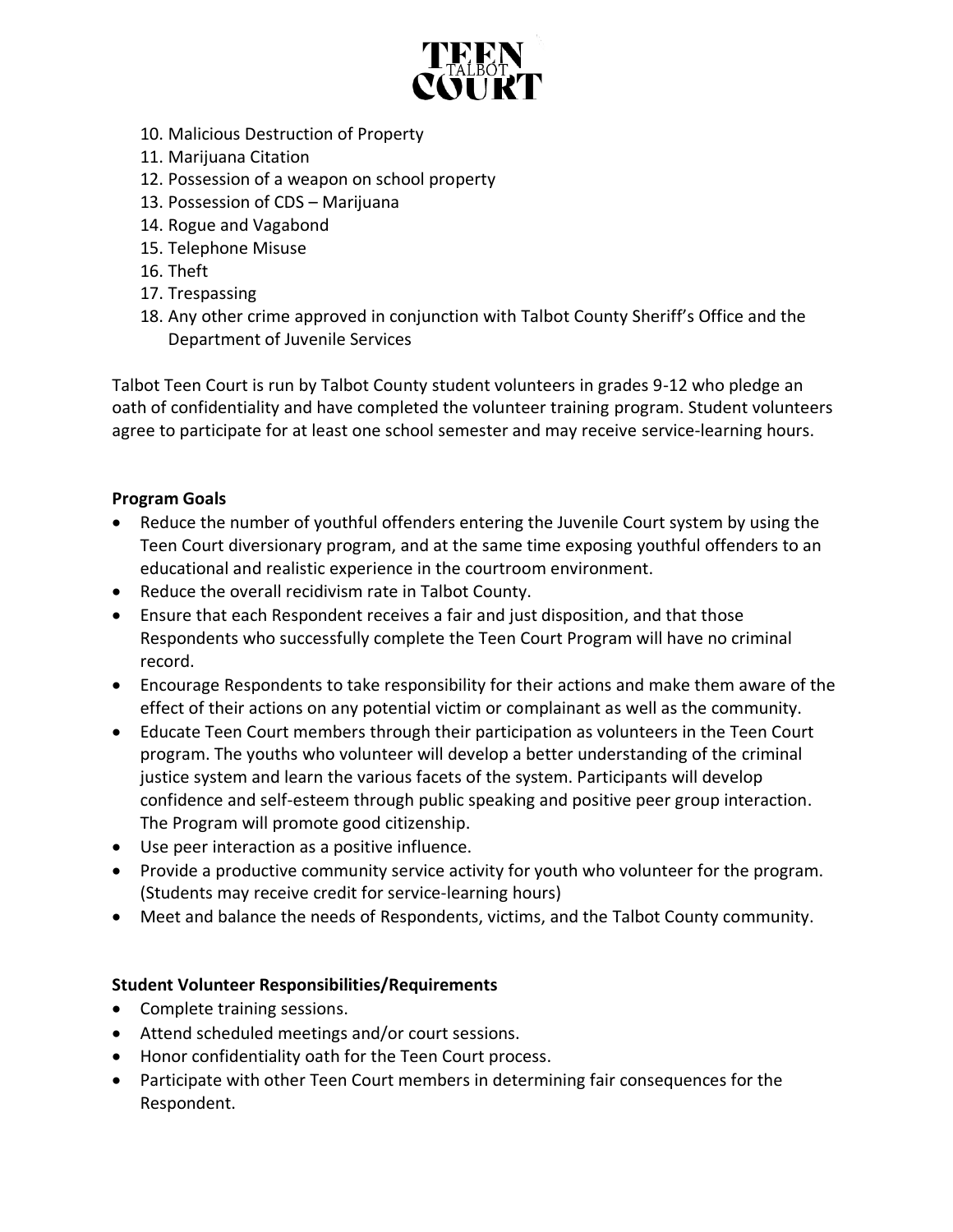10. Malicious Destruction of Property
11. Marijuana Citation
12. Possession of a weapon on school property
13. Possession of CDS – Marijuana
14. Rogue and Vagabond
15. Telephone Misuse
16. Theft
17. Trespassing
18. Any other crime approved in conjunction with Talbot County Sheriff's Office and the Department of Juvenile Services

Talbot Teen Court is run by Talbot County student volunteers in grades 9-12 who pledge an oath of confidentiality and have completed the volunteer training program. Student volunteers agree to participate for at least one school semester and may receive service-learning hours.

**Program Goals**

- Reduce the number of youthful offenders entering the Juvenile Court system by using the Teen Court diversionary program, and at the same time exposing youthful offenders to an educational and realistic experience in the courtroom environment.
- Reduce the overall recidivism rate in Talbot County.
- Ensure that each Respondent receives a fair and just disposition, and that those Respondents who successfully complete the Teen Court Program will have no criminal record.
- Encourage Respondents to take responsibility for their actions and make them aware of the effect of their actions on any potential victim or complainant as well as the community.
- Educate Teen Court members through their participation as volunteers in the Teen Court program. The youths who volunteer will develop a better understanding of the criminal justice system and learn the various facets of the system. Participants will develop confidence and self-esteem through public speaking and positive peer group interaction. The Program will promote good citizenship.
- Use peer interaction as a positive influence.
- Provide a productive community service activity for youth who volunteer for the program. (Students may receive credit for service-learning hours)
- Meet and balance the needs of Respondents, victims, and the Talbot County community.

**Student Volunteer Responsibilities/Requirements**

- Complete training sessions.
- Attend scheduled meetings and/or court sessions.
- Honor confidentiality oath for the Teen Court process.
- Participate with other Teen Court members in determining fair consequences for the Respondent.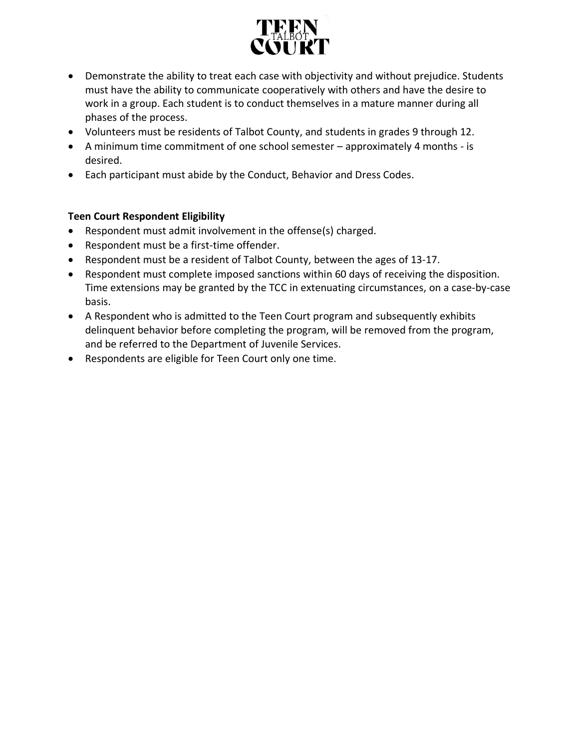- Demonstrate the ability to treat each case with objectivity and without prejudice. Students must have the ability to communicate cooperatively with others and have the desire to work in a group. Each student is to conduct themselves in a mature manner during all phases of the process.
- Volunteers must be residents of Talbot County, and students in grades 9 through 12.
- A minimum time commitment of one school semester – approximately 4 months - is desired.
- Each participant must abide by the Conduct, Behavior and Dress Codes.

**Teen Court Respondent Eligibility**

- Respondent must admit involvement in the offense(s) charged.
- Respondent must be a first-time offender.
- Respondent must be a resident of Talbot County, between the ages of 13-17.
- Respondent must complete imposed sanctions within 60 days of receiving the disposition. Time extensions may be granted by the TCC in extenuating circumstances, on a case-by-case basis.
- A Respondent who is admitted to the Teen Court program and subsequently exhibits delinquent behavior before completing the program, will be removed from the program, and be referred to the Department of Juvenile Services.
- Respondents are eligible for Teen Court only one time.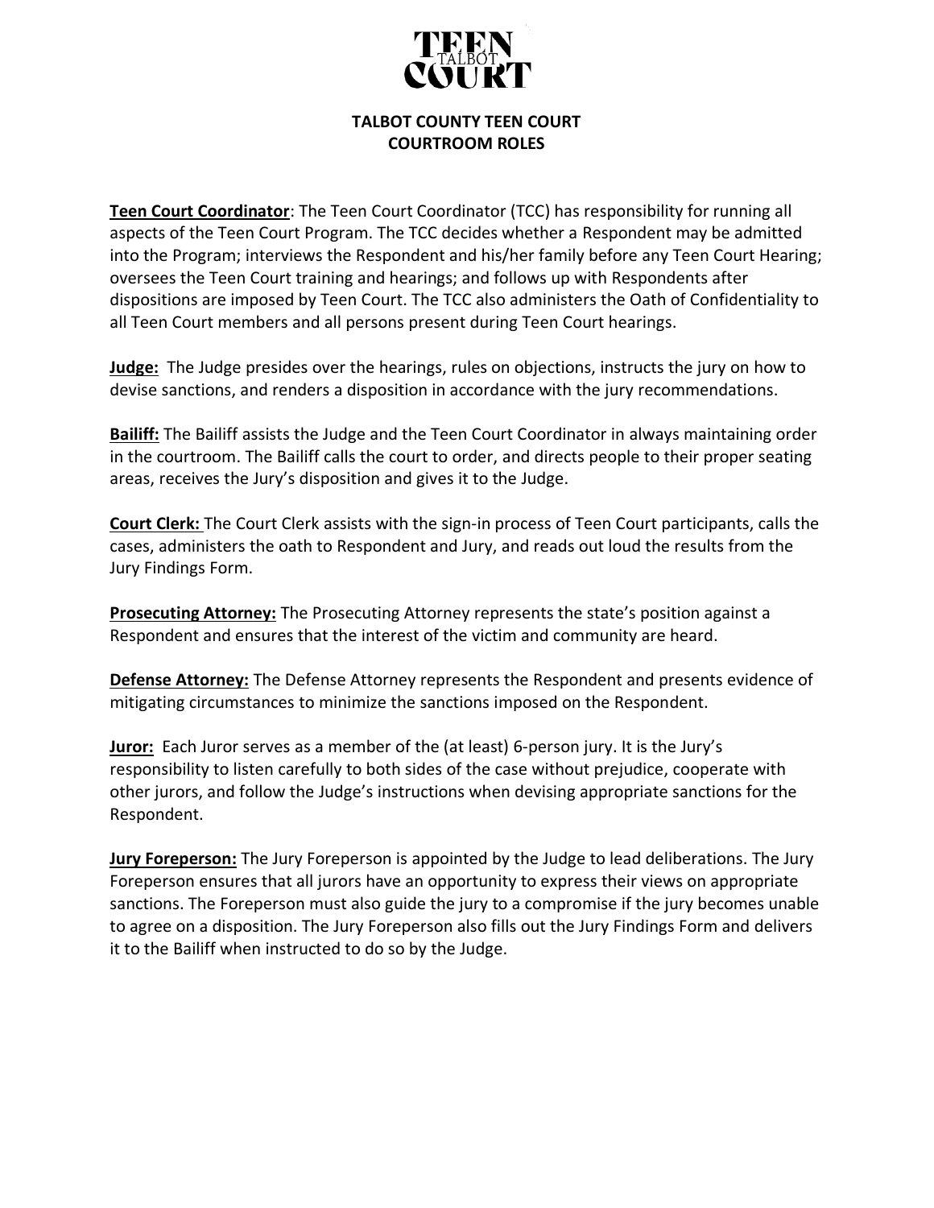# TALBOT COUNTY TEEN COURT
## COURTROOM ROLES

**Teen Court Coordinator**: The Teen Court Coordinator (TCC) has responsibility for running all aspects of the Teen Court Program. The TCC decides whether a Respondent may be admitted into the Program; interviews the Respondent and his/her family before any Teen Court Hearing; oversees the Teen Court training and hearings; and follows up with Respondents after dispositions are imposed by Teen Court. The TCC also administers the Oath of Confidentiality to all Teen Court members and all persons present during Teen Court hearings.

**Judge:** The Judge presides over the hearings, rules on objections, instructs the jury on how to devise sanctions, and renders a disposition in accordance with the jury recommendations.

**Bailiff:** The Bailiff assists the Judge and the Teen Court Coordinator in always maintaining order in the courtroom. The Bailiff calls the court to order, and directs people to their proper seating areas, receives the Jury's disposition and gives it to the Judge.

**Court Clerk:** The Court Clerk assists with the sign-in process of Teen Court participants, calls the cases, administers the oath to Respondent and Jury, and reads out loud the results from the Jury Findings Form.

**Prosecuting Attorney:** The Prosecuting Attorney represents the state's position against a Respondent and ensures that the interest of the victim and community are heard.

**Defense Attorney:** The Defense Attorney represents the Respondent and presents evidence of mitigating circumstances to minimize the sanctions imposed on the Respondent.

**Juror:** Each Juror serves as a member of the (at least) 6-person jury. It is the Jury's responsibility to listen carefully to both sides of the case without prejudice, cooperate with other jurors, and follow the Judge's instructions when devising appropriate sanctions for the Respondent.

**Jury Foreperson:** The Jury Foreperson is appointed by the Judge to lead deliberations. The Jury Foreperson ensures that all jurors have an opportunity to express their views on appropriate sanctions. The Foreperson must also guide the jury to a compromise if the jury becomes unable to agree on a disposition. The Jury Foreperson also fills out the Jury Findings Form and delivers it to the Bailiff when instructed to do so by the Judge.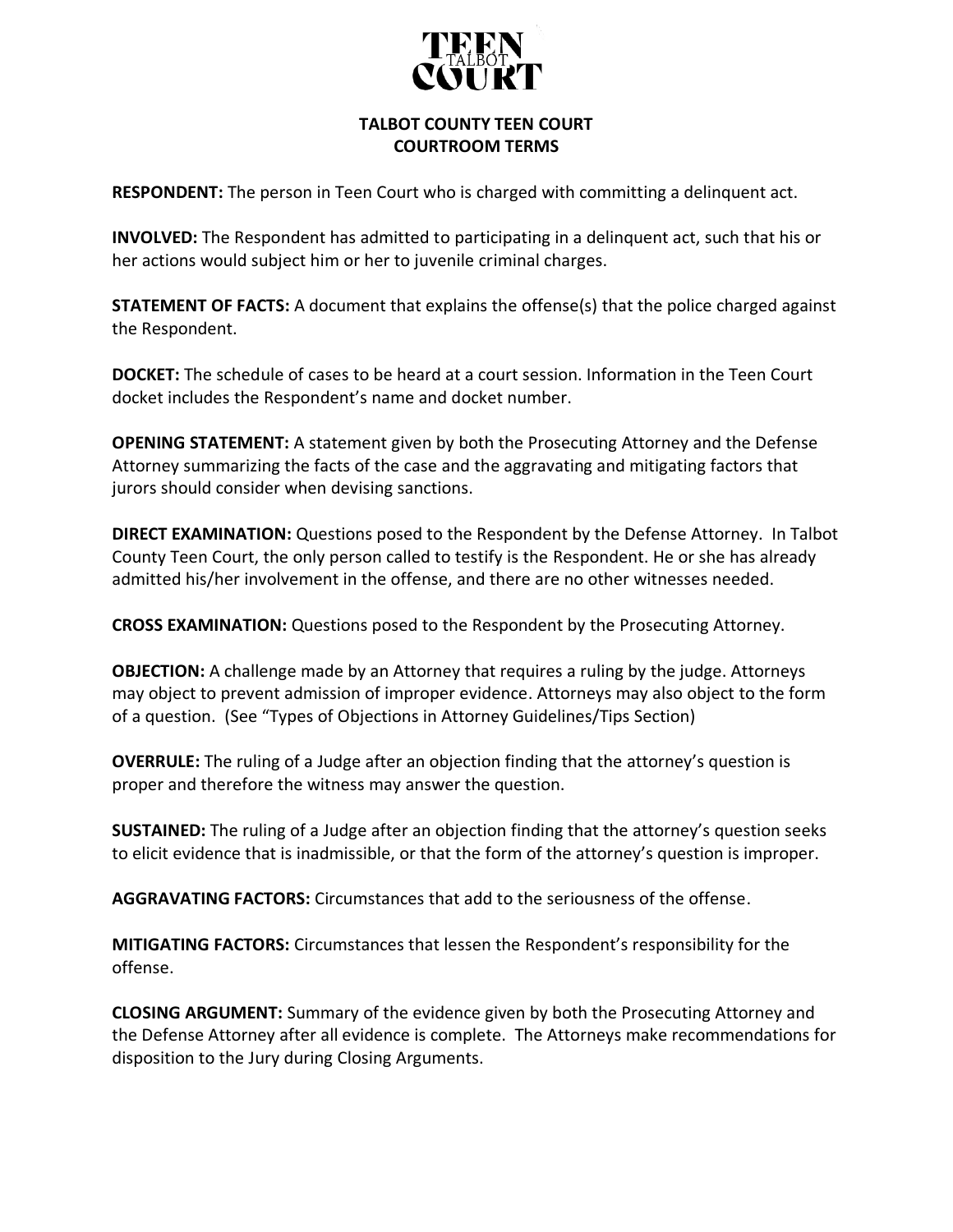# TALBOT COUNTY TEEN COURT
## COURTROOM TERMS

**RESPONDENT:** The person in Teen Court who is charged with committing a delinquent act.

**INVOLVED:** The Respondent has admitted to participating in a delinquent act, such that his or her actions would subject him or her to juvenile criminal charges.

**STATEMENT OF FACTS:** A document that explains the offense(s) that the police charged against the Respondent.

**DOCKET:** The schedule of cases to be heard at a court session. Information in the Teen Court docket includes the Respondent's name and docket number.

**OPENING STATEMENT:** A statement given by both the Prosecuting Attorney and the Defense Attorney summarizing the facts of the case and the aggravating and mitigating factors that jurors should consider when devising sanctions.

**DIRECT EXAMINATION:** Questions posed to the Respondent by the Defense Attorney. In Talbot County Teen Court, the only person called to testify is the Respondent. He or she has already admitted his/her involvement in the offense, and there are no other witnesses needed.

**CROSS EXAMINATION:** Questions posed to the Respondent by the Prosecuting Attorney.

**OBJECTION:** A challenge made by an Attorney that requires a ruling by the judge. Attorneys may object to prevent admission of improper evidence. Attorneys may also object to the form of a question. (See "Types of Objections in Attorney Guidelines/Tips Section)

**OVERRULE:** The ruling of a Judge after an objection finding that the attorney's question is proper and therefore the witness may answer the question.

**SUSTAINED:** The ruling of a Judge after an objection finding that the attorney's question seeks to elicit evidence that is inadmissible, or that the form of the attorney's question is improper.

**AGGRAVATING FACTORS:** Circumstances that add to the seriousness of the offense.

**MITIGATING FACTORS:** Circumstances that lessen the Respondent's responsibility for the offense.

**CLOSING ARGUMENT:** Summary of the evidence given by both the Prosecuting Attorney and the Defense Attorney after all evidence is complete. The Attorneys make recommendations for disposition to the Jury during Closing Arguments.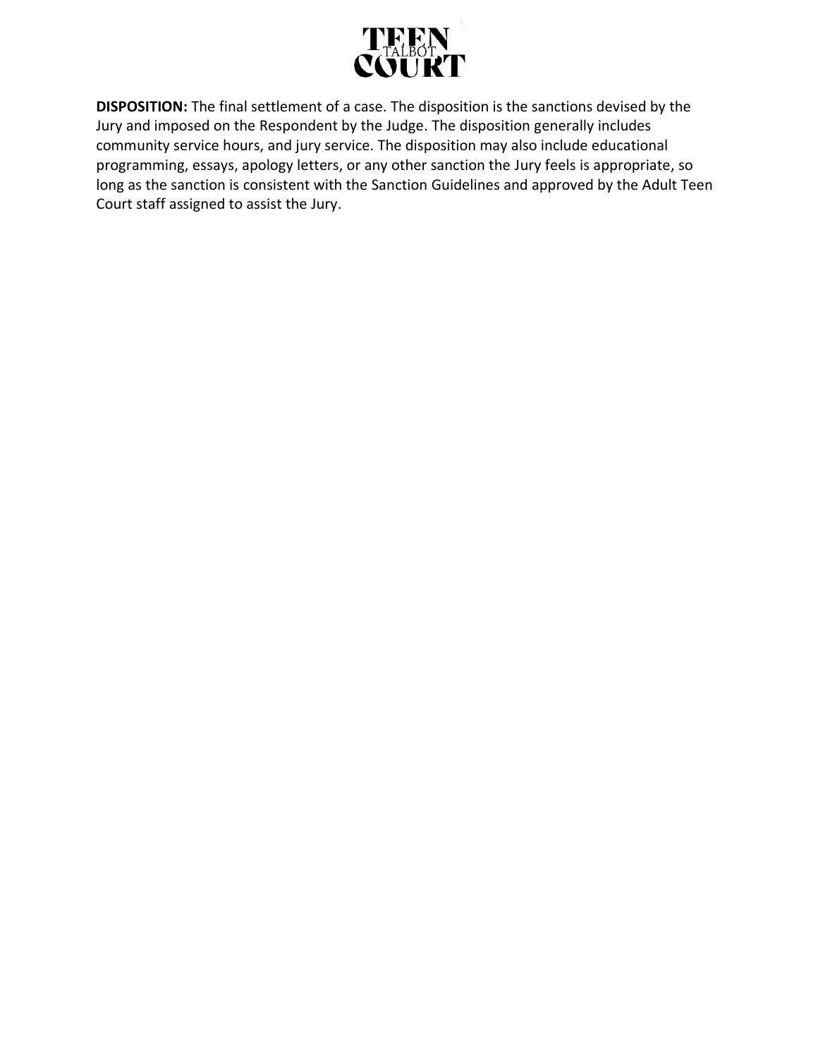**DISPOSITION:** The final settlement of a case. The disposition is the sanctions devised by the Jury and imposed on the Respondent by the Judge. The disposition generally includes community service hours, and jury service. The disposition may also include educational programming, essays, apology letters, or any other sanction the Jury feels is appropriate, so long as the sanction is consistent with the Sanction Guidelines and approved by the Adult Teen Court staff assigned to assist the Jury.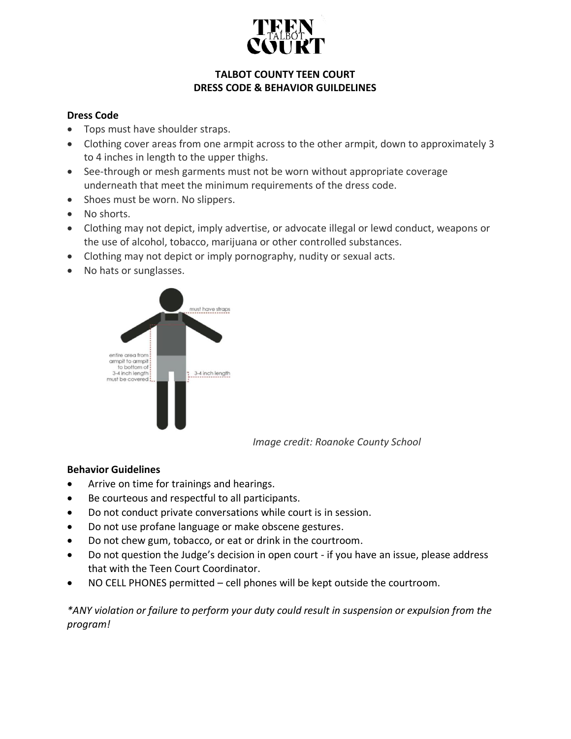# TALBOT COUNTY TEEN COURT
## DRESS CODE & BEHAVIOR GUILDELINES

**Dress Code**

- Tops must have shoulder straps.
- Clothing cover areas from one armpit across to the other armpit, down to approximately 3 to 4 inches in length to the upper thighs.
- See-through or mesh garments must not be worn without appropriate coverage underneath that meet the minimum requirements of the dress code.
- Shoes must be worn. No slippers.
- No shorts.
- Clothing may not depict, imply advertise, or advocate illegal or lewd conduct, weapons or the use of alcohol, tobacco, marijuana or other controlled substances.
- Clothing may not depict or imply pornography, nudity or sexual acts.
- No hats or sunglasses.

*Image credit: Roanoke County School*

**Behavior Guidelines**

- Arrive on time for trainings and hearings.
- Be courteous and respectful to all participants.
- Do not conduct private conversations while court is in session.
- Do not use profane language or make obscene gestures.
- Do not chew gum, tobacco, or eat or drink in the courtroom.
- Do not question the Judge's decision in open court - if you have an issue, please address that with the Teen Court Coordinator.
- NO CELL PHONES permitted – cell phones will be kept outside the courtroom.

*\*ANY violation or failure to perform your duty could result in suspension or expulsion from the program!*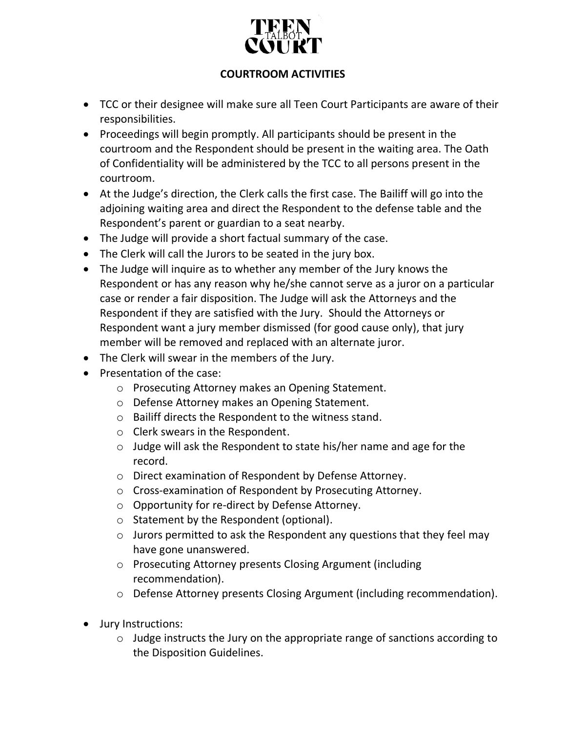# COURTROOM ACTIVITIES

- TCC or their designee will make sure all Teen Court Participants are aware of their responsibilities.
- Proceedings will begin promptly. All participants should be present in the courtroom and the Respondent should be present in the waiting area. The Oath of Confidentiality will be administered by the TCC to all persons present in the courtroom.
- At the Judge's direction, the Clerk calls the first case. The Bailiff will go into the adjoining waiting area and direct the Respondent to the defense table and the Respondent's parent or guardian to a seat nearby.
- The Judge will provide a short factual summary of the case.
- The Clerk will call the Jurors to be seated in the jury box.
- The Judge will inquire as to whether any member of the Jury knows the Respondent or has any reason why he/she cannot serve as a juror on a particular case or render a fair disposition. The Judge will ask the Attorneys and the Respondent if they are satisfied with the Jury. Should the Attorneys or Respondent want a jury member dismissed (for good cause only), that jury member will be removed and replaced with an alternate juror.
- The Clerk will swear in the members of the Jury.
- Presentation of the case:
  - Prosecuting Attorney makes an Opening Statement.
  - Defense Attorney makes an Opening Statement.
  - Bailiff directs the Respondent to the witness stand.
  - Clerk swears in the Respondent.
  - Judge will ask the Respondent to state his/her name and age for the record.
  - Direct examination of Respondent by Defense Attorney.
  - Cross-examination of Respondent by Prosecuting Attorney.
  - Opportunity for re-direct by Defense Attorney.
  - Statement by the Respondent (optional).
  - Jurors permitted to ask the Respondent any questions that they feel may have gone unanswered.
  - Prosecuting Attorney presents Closing Argument (including recommendation).
  - Defense Attorney presents Closing Argument (including recommendation).
- Jury Instructions:
  - Judge instructs the Jury on the appropriate range of sanctions according to the Disposition Guidelines.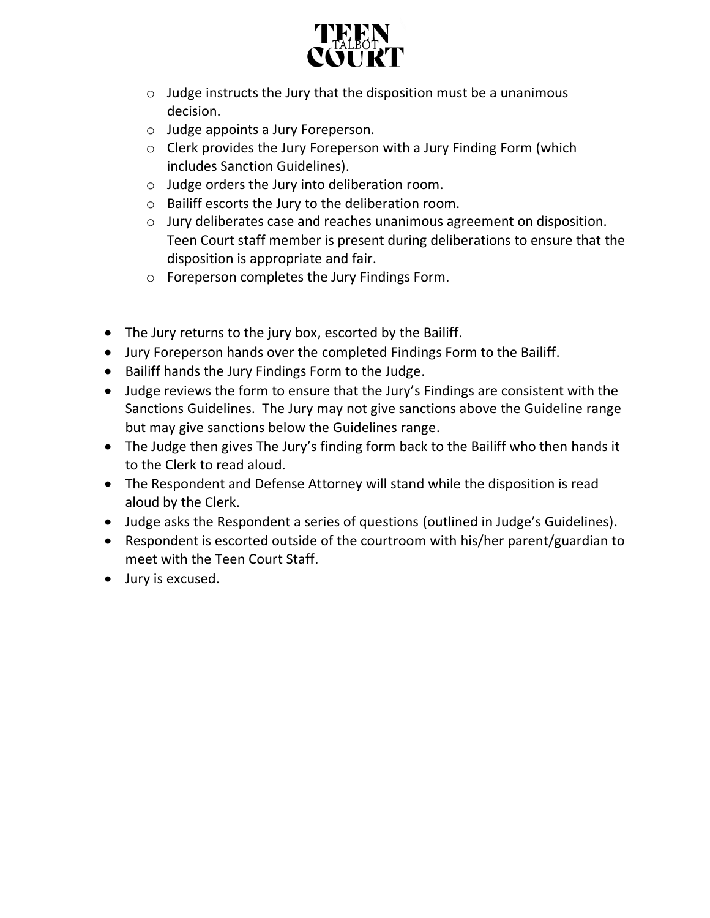- Judge instructs the Jury that the disposition must be a unanimous decision.
  - Judge appoints a Jury Foreperson.
  - Clerk provides the Jury Foreperson with a Jury Finding Form (which includes Sanction Guidelines).
  - Judge orders the Jury into deliberation room.
  - Bailiff escorts the Jury to the deliberation room.
  - Jury deliberates case and reaches unanimous agreement on disposition. Teen Court staff member is present during deliberations to ensure that the disposition is appropriate and fair.
  - Foreperson completes the Jury Findings Form.

- The Jury returns to the jury box, escorted by the Bailiff.
- Jury Foreperson hands over the completed Findings Form to the Bailiff.
- Bailiff hands the Jury Findings Form to the Judge.
- Judge reviews the form to ensure that the Jury's Findings are consistent with the Sanctions Guidelines. The Jury may not give sanctions above the Guideline range but may give sanctions below the Guidelines range.
- The Judge then gives The Jury's finding form back to the Bailiff who then hands it to the Clerk to read aloud.
- The Respondent and Defense Attorney will stand while the disposition is read aloud by the Clerk.
- Judge asks the Respondent a series of questions (outlined in Judge's Guidelines).
- Respondent is escorted outside of the courtroom with his/her parent/guardian to meet with the Teen Court Staff.
- Jury is excused.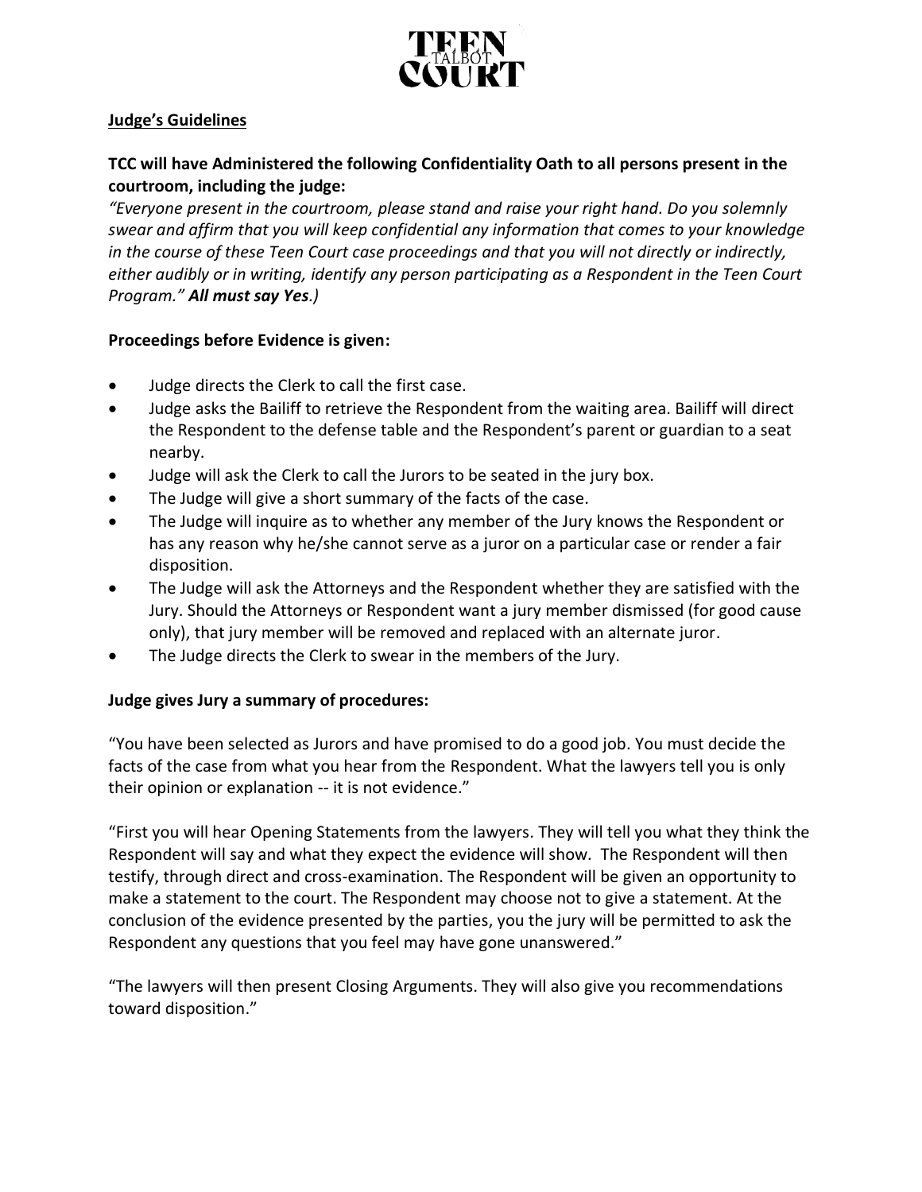**Judge's Guidelines**

**TCC will have Administered the following Confidentiality Oath to all persons present in the courtroom, including the judge:**
*"Everyone present in the courtroom, please stand and raise your right hand. Do you solemnly swear and affirm that you will keep confidential any information that comes to your knowledge in the course of these Teen Court case proceedings and that you will not directly or indirectly, either audibly or in writing, identify any person participating as a Respondent in the Teen Court Program."* ***All must say Yes****.)*

**Proceedings before Evidence is given:**

- Judge directs the Clerk to call the first case.
- Judge asks the Bailiff to retrieve the Respondent from the waiting area. Bailiff will direct the Respondent to the defense table and the Respondent's parent or guardian to a seat nearby.
- Judge will ask the Clerk to call the Jurors to be seated in the jury box.
- The Judge will give a short summary of the facts of the case.
- The Judge will inquire as to whether any member of the Jury knows the Respondent or has any reason why he/she cannot serve as a juror on a particular case or render a fair disposition.
- The Judge will ask the Attorneys and the Respondent whether they are satisfied with the Jury. Should the Attorneys or Respondent want a jury member dismissed (for good cause only), that jury member will be removed and replaced with an alternate juror.
- The Judge directs the Clerk to swear in the members of the Jury.

**Judge gives Jury a summary of procedures:**

"You have been selected as Jurors and have promised to do a good job. You must decide the facts of the case from what you hear from the Respondent. What the lawyers tell you is only their opinion or explanation -- it is not evidence."

"First you will hear Opening Statements from the lawyers. They will tell you what they think the Respondent will say and what they expect the evidence will show. The Respondent will then testify, through direct and cross-examination. The Respondent will be given an opportunity to make a statement to the court. The Respondent may choose not to give a statement. At the conclusion of the evidence presented by the parties, you the jury will be permitted to ask the Respondent any questions that you feel may have gone unanswered."

"The lawyers will then present Closing Arguments. They will also give you recommendations toward disposition."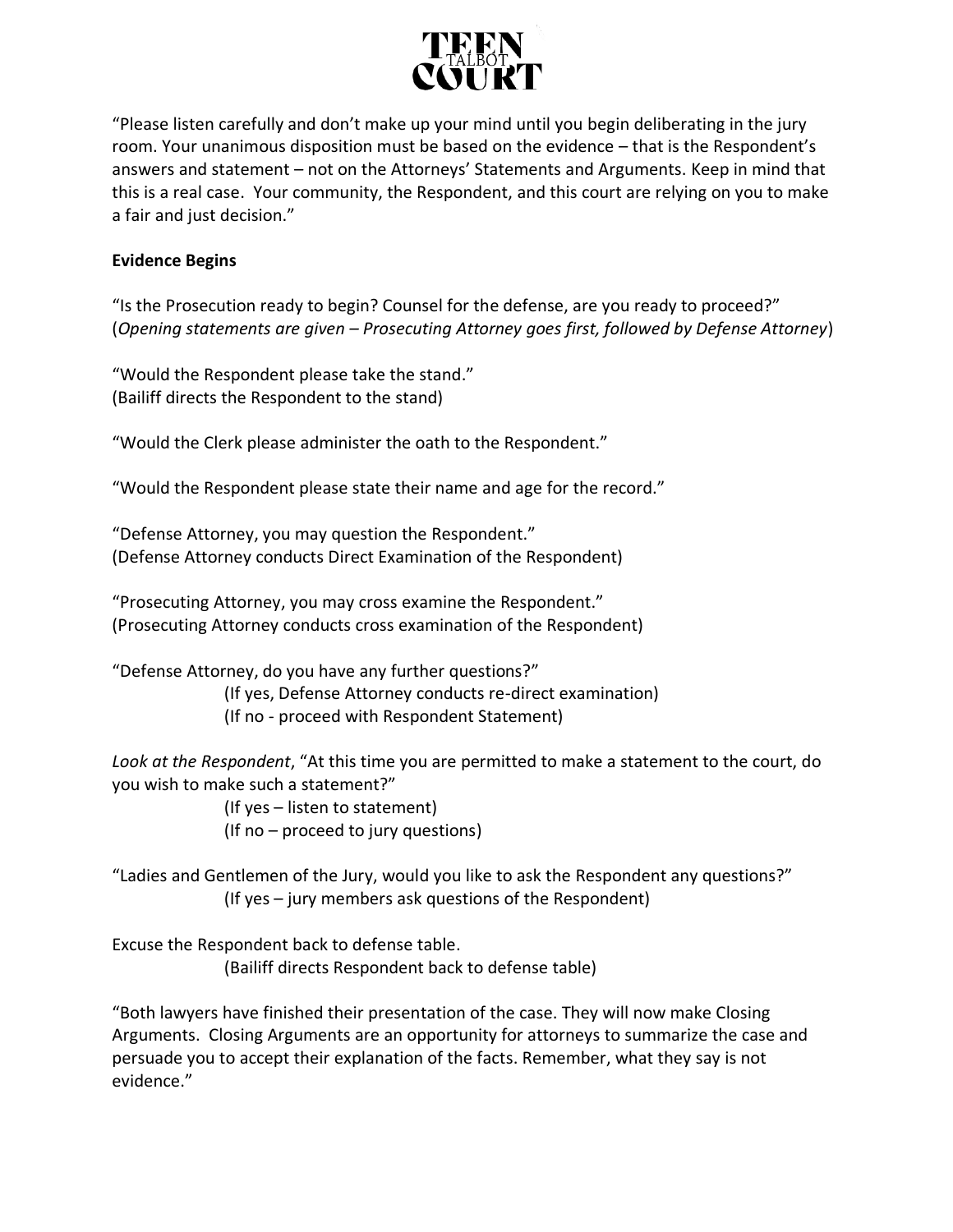"Please listen carefully and don't make up your mind until you begin deliberating in the jury room. Your unanimous disposition must be based on the evidence – that is the Respondent's answers and statement – not on the Attorneys' Statements and Arguments. Keep in mind that this is a real case. Your community, the Respondent, and this court are relying on you to make a fair and just decision."

**Evidence Begins**

"Is the Prosecution ready to begin? Counsel for the defense, are you ready to proceed?"
(*Opening statements are given – Prosecuting Attorney goes first, followed by Defense Attorney*)

"Would the Respondent please take the stand."
(Bailiff directs the Respondent to the stand)

"Would the Clerk please administer the oath to the Respondent."

"Would the Respondent please state their name and age for the record."

"Defense Attorney, you may question the Respondent."
(Defense Attorney conducts Direct Examination of the Respondent)

"Prosecuting Attorney, you may cross examine the Respondent."
(Prosecuting Attorney conducts cross examination of the Respondent)

"Defense Attorney, do you have any further questions?"

(If yes, Defense Attorney conducts re-direct examination)
(If no - proceed with Respondent Statement)

*Look at the Respondent*, "At this time you are permitted to make a statement to the court, do you wish to make such a statement?"

(If yes – listen to statement)
(If no – proceed to jury questions)

"Ladies and Gentlemen of the Jury, would you like to ask the Respondent any questions?"

(If yes – jury members ask questions of the Respondent)

Excuse the Respondent back to defense table.

(Bailiff directs Respondent back to defense table)

"Both lawyers have finished their presentation of the case. They will now make Closing Arguments. Closing Arguments are an opportunity for attorneys to summarize the case and persuade you to accept their explanation of the facts. Remember, what they say is not evidence."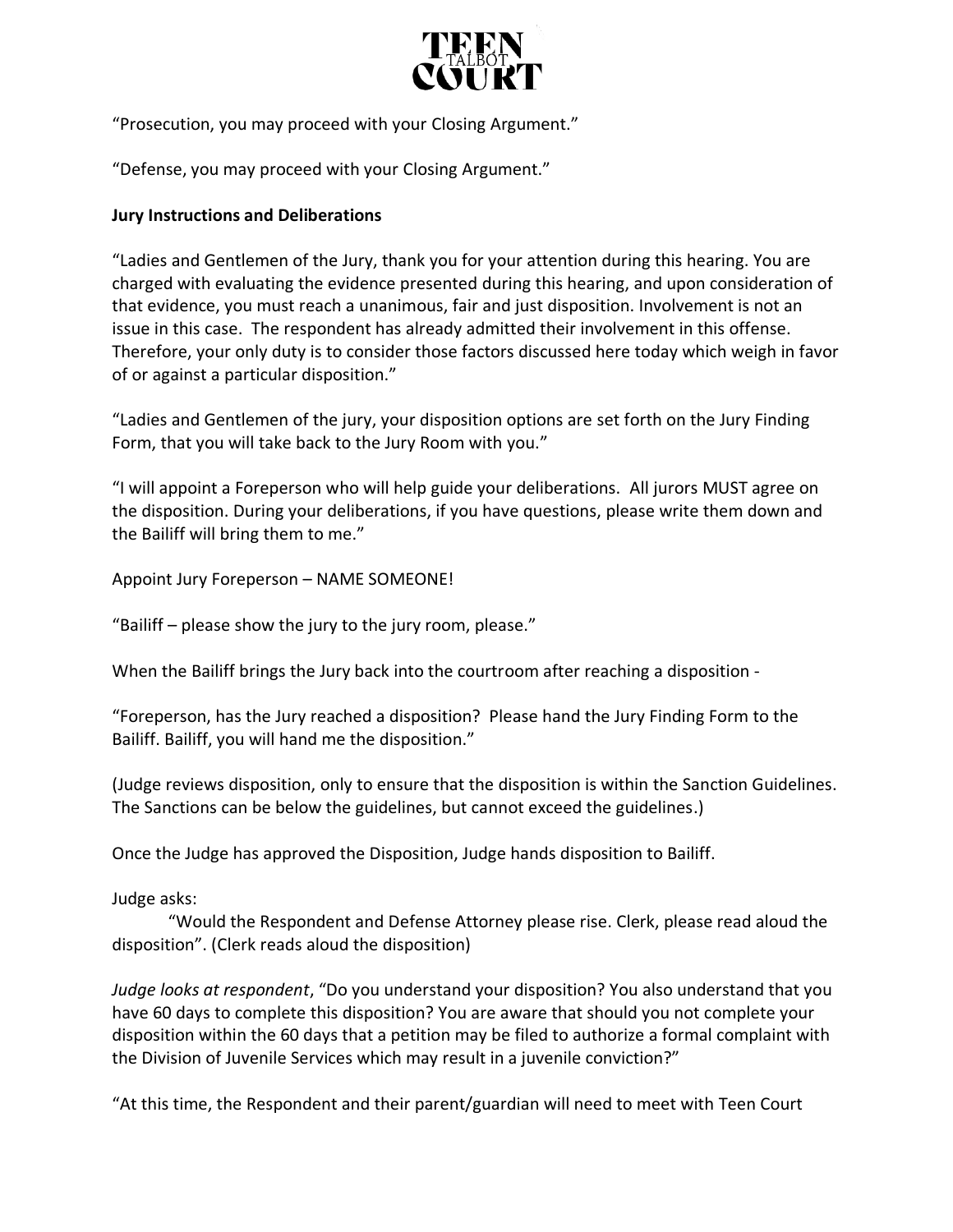"Prosecution, you may proceed with your Closing Argument."

"Defense, you may proceed with your Closing Argument."

**Jury Instructions and Deliberations**

"Ladies and Gentlemen of the Jury, thank you for your attention during this hearing. You are charged with evaluating the evidence presented during this hearing, and upon consideration of that evidence, you must reach a unanimous, fair and just disposition. Involvement is not an issue in this case. The respondent has already admitted their involvement in this offense. Therefore, your only duty is to consider those factors discussed here today which weigh in favor of or against a particular disposition."

"Ladies and Gentlemen of the jury, your disposition options are set forth on the Jury Finding Form, that you will take back to the Jury Room with you."

"I will appoint a Foreperson who will help guide your deliberations. All jurors MUST agree on the disposition. During your deliberations, if you have questions, please write them down and the Bailiff will bring them to me."

Appoint Jury Foreperson – NAME SOMEONE!

"Bailiff – please show the jury to the jury room, please."

When the Bailiff brings the Jury back into the courtroom after reaching a disposition -

"Foreperson, has the Jury reached a disposition? Please hand the Jury Finding Form to the Bailiff. Bailiff, you will hand me the disposition."

(Judge reviews disposition, only to ensure that the disposition is within the Sanction Guidelines. The Sanctions can be below the guidelines, but cannot exceed the guidelines.)

Once the Judge has approved the Disposition, Judge hands disposition to Bailiff.

Judge asks:

"Would the Respondent and Defense Attorney please rise. Clerk, please read aloud the disposition". (Clerk reads aloud the disposition)

*Judge looks at respondent*, "Do you understand your disposition? You also understand that you have 60 days to complete this disposition? You are aware that should you not complete your disposition within the 60 days that a petition may be filed to authorize a formal complaint with the Division of Juvenile Services which may result in a juvenile conviction?"

"At this time, the Respondent and their parent/guardian will need to meet with Teen Court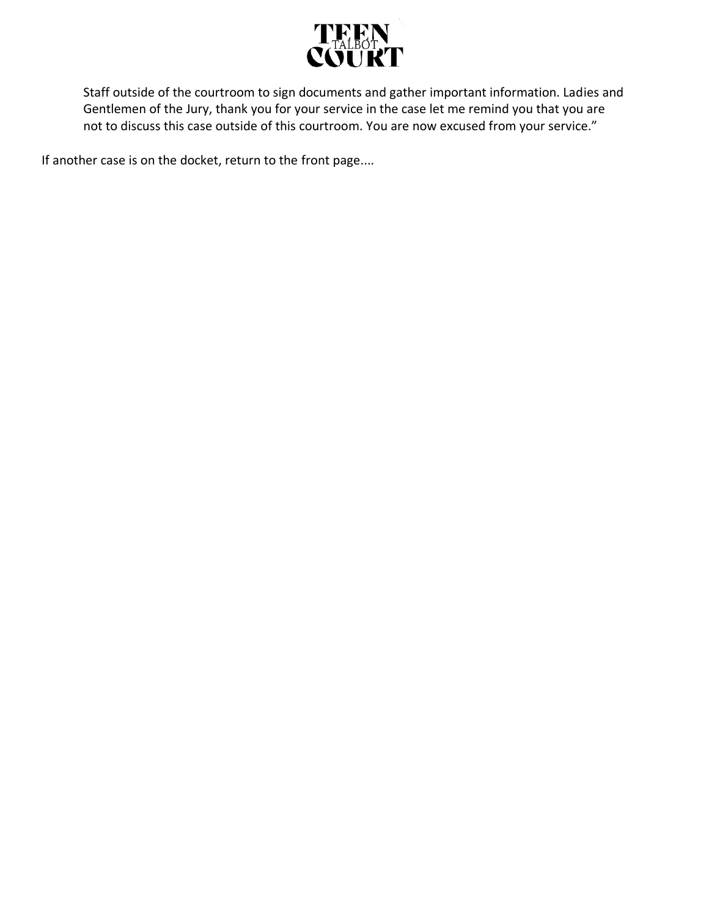Staff outside of the courtroom to sign documents and gather important information. Ladies and Gentlemen of the Jury, thank you for your service in the case let me remind you that you are not to discuss this case outside of this courtroom. You are now excused from your service."

If another case is on the docket, return to the front page....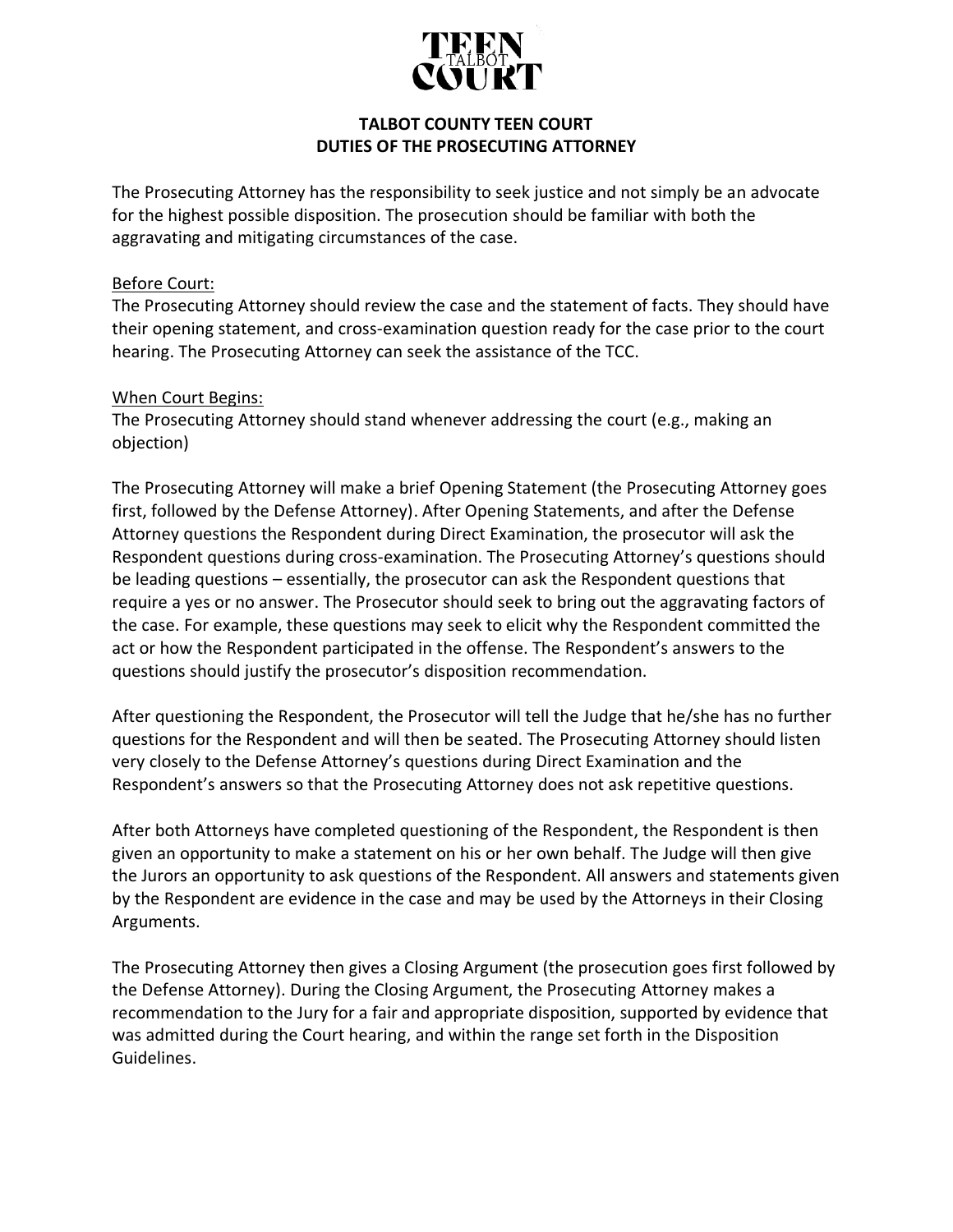TEEN TALBOT COURT

# TALBOT COUNTY TEEN COURT
## DUTIES OF THE PROSECUTING ATTORNEY

The Prosecuting Attorney has the responsibility to seek justice and not simply be an advocate for the highest possible disposition. The prosecution should be familiar with both the aggravating and mitigating circumstances of the case.

<u>Before Court:</u>
The Prosecuting Attorney should review the case and the statement of facts. They should have their opening statement, and cross-examination question ready for the case prior to the court hearing. The Prosecuting Attorney can seek the assistance of the TCC.

<u>When Court Begins:</u>
The Prosecuting Attorney should stand whenever addressing the court (e.g., making an objection)

The Prosecuting Attorney will make a brief Opening Statement (the Prosecuting Attorney goes first, followed by the Defense Attorney). After Opening Statements, and after the Defense Attorney questions the Respondent during Direct Examination, the prosecutor will ask the Respondent questions during cross-examination. The Prosecuting Attorney's questions should be leading questions – essentially, the prosecutor can ask the Respondent questions that require a yes or no answer. The Prosecutor should seek to bring out the aggravating factors of the case. For example, these questions may seek to elicit why the Respondent committed the act or how the Respondent participated in the offense. The Respondent's answers to the questions should justify the prosecutor's disposition recommendation.

After questioning the Respondent, the Prosecutor will tell the Judge that he/she has no further questions for the Respondent and will then be seated. The Prosecuting Attorney should listen very closely to the Defense Attorney's questions during Direct Examination and the Respondent's answers so that the Prosecuting Attorney does not ask repetitive questions.

After both Attorneys have completed questioning of the Respondent, the Respondent is then given an opportunity to make a statement on his or her own behalf. The Judge will then give the Jurors an opportunity to ask questions of the Respondent. All answers and statements given by the Respondent are evidence in the case and may be used by the Attorneys in their Closing Arguments.

The Prosecuting Attorney then gives a Closing Argument (the prosecution goes first followed by the Defense Attorney). During the Closing Argument, the Prosecuting Attorney makes a recommendation to the Jury for a fair and appropriate disposition, supported by evidence that was admitted during the Court hearing, and within the range set forth in the Disposition Guidelines.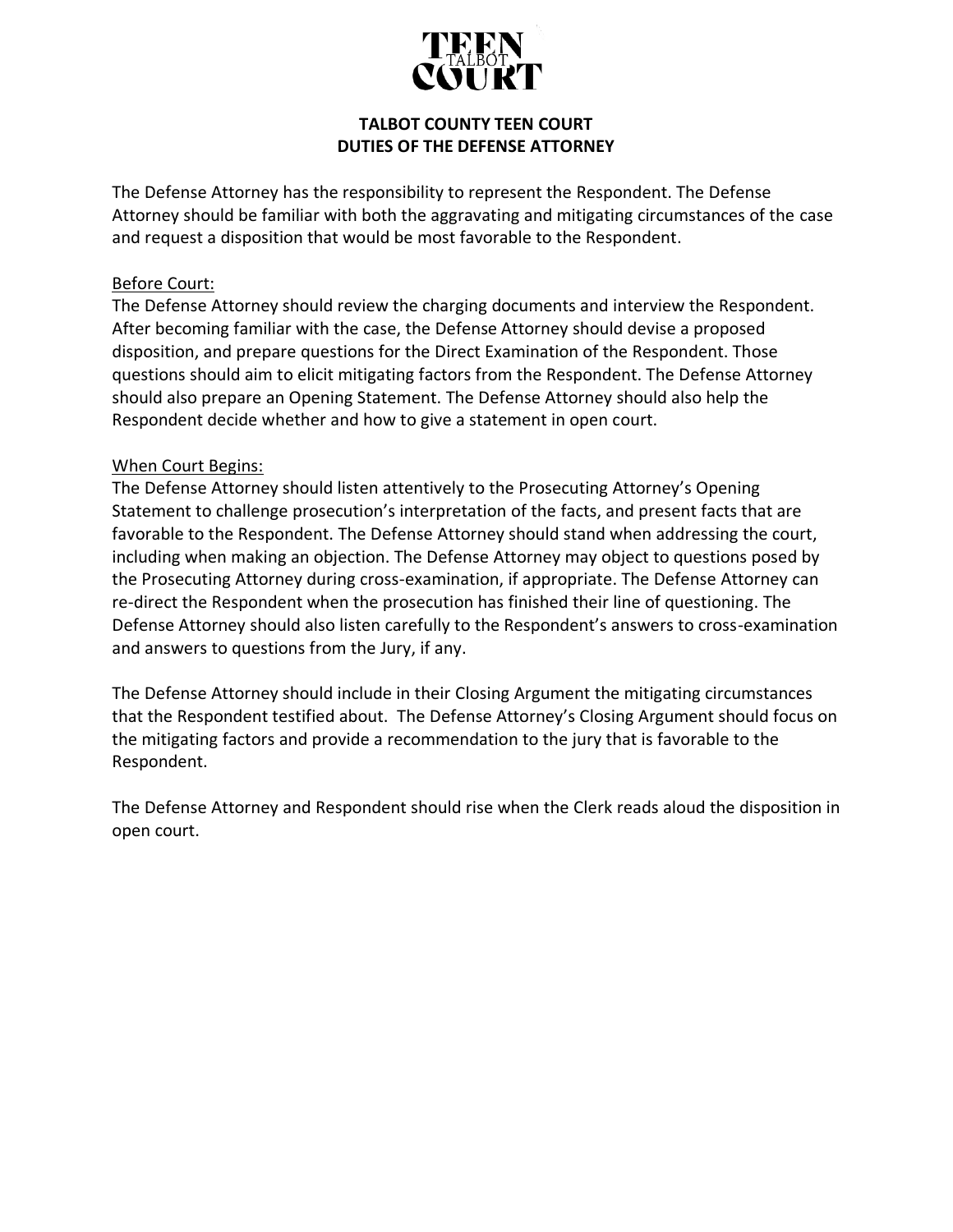# TALBOT COUNTY TEEN COURT
## DUTIES OF THE DEFENSE ATTORNEY

The Defense Attorney has the responsibility to represent the Respondent. The Defense Attorney should be familiar with both the aggravating and mitigating circumstances of the case and request a disposition that would be most favorable to the Respondent.

<u>Before Court:</u>
The Defense Attorney should review the charging documents and interview the Respondent. After becoming familiar with the case, the Defense Attorney should devise a proposed disposition, and prepare questions for the Direct Examination of the Respondent. Those questions should aim to elicit mitigating factors from the Respondent. The Defense Attorney should also prepare an Opening Statement. The Defense Attorney should also help the Respondent decide whether and how to give a statement in open court.

<u>When Court Begins:</u>
The Defense Attorney should listen attentively to the Prosecuting Attorney's Opening Statement to challenge prosecution's interpretation of the facts, and present facts that are favorable to the Respondent. The Defense Attorney should stand when addressing the court, including when making an objection. The Defense Attorney may object to questions posed by the Prosecuting Attorney during cross-examination, if appropriate. The Defense Attorney can re-direct the Respondent when the prosecution has finished their line of questioning. The Defense Attorney should also listen carefully to the Respondent's answers to cross-examination and answers to questions from the Jury, if any.

The Defense Attorney should include in their Closing Argument the mitigating circumstances that the Respondent testified about. The Defense Attorney's Closing Argument should focus on the mitigating factors and provide a recommendation to the jury that is favorable to the Respondent.

The Defense Attorney and Respondent should rise when the Clerk reads aloud the disposition in open court.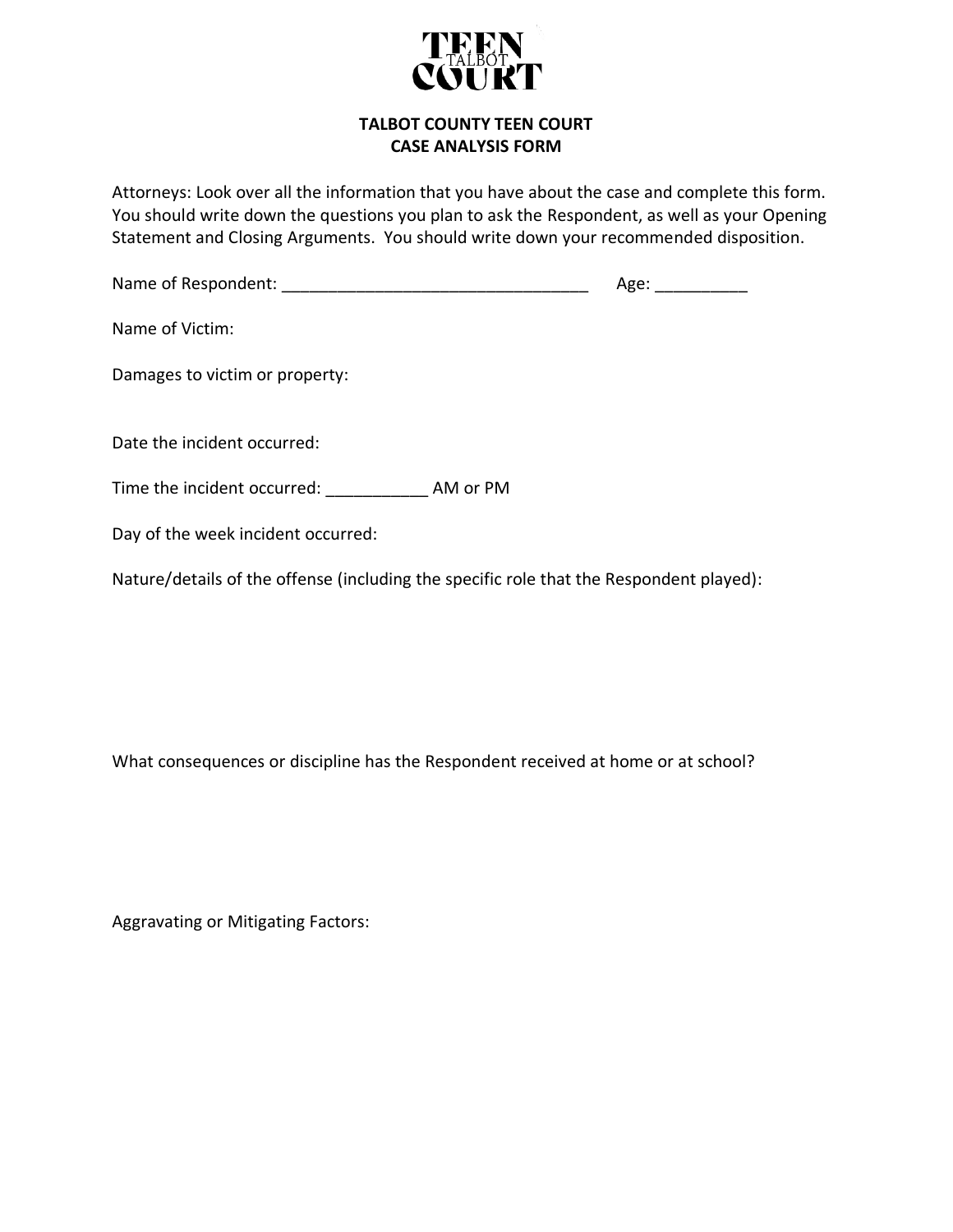TEEN
TALBOT
COURT

**TALBOT COUNTY TEEN COURT**
**CASE ANALYSIS FORM**

Attorneys: Look over all the information that you have about the case and complete this form. You should write down the questions you plan to ask the Respondent, as well as your Opening Statement and Closing Arguments. You should write down your recommended disposition.

Name of Respondent: _________________________________ Age: __________

Name of Victim:

Damages to victim or property:

Date the incident occurred:

Time the incident occurred: ___________ AM or PM

Day of the week incident occurred:

Nature/details of the offense (including the specific role that the Respondent played):

What consequences or discipline has the Respondent received at home or at school?

Aggravating or Mitigating Factors: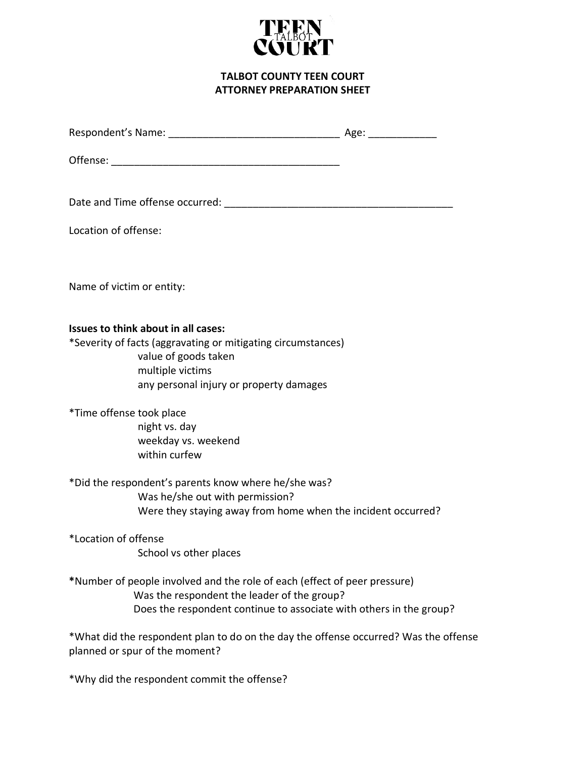TEEN
TALBOT
COURT

## TALBOT COUNTY TEEN COURT
## ATTORNEY PREPARATION SHEET

Respondent's Name: ______________________________ Age: ____________

Offense: ________________________________________

Date and Time offense occurred: ________________________________________

Location of offense:

Name of victim or entity:

**Issues to think about in all cases:**

*Severity of facts (aggravating or mitigating circumstances)
- value of goods taken
- multiple victims
- any personal injury or property damages

*Time offense took place
- night vs. day
- weekday vs. weekend
- within curfew

*Did the respondent's parents know where he/she was?
- Was he/she out with permission?
- Were they staying away from home when the incident occurred?

*Location of offense
- School vs other places

**\***Number of people involved and the role of each (effect of peer pressure)
- Was the respondent the leader of the group?
- Does the respondent continue to associate with others in the group?

*What did the respondent plan to do on the day the offense occurred? Was the offense planned or spur of the moment?

*Why did the respondent commit the offense?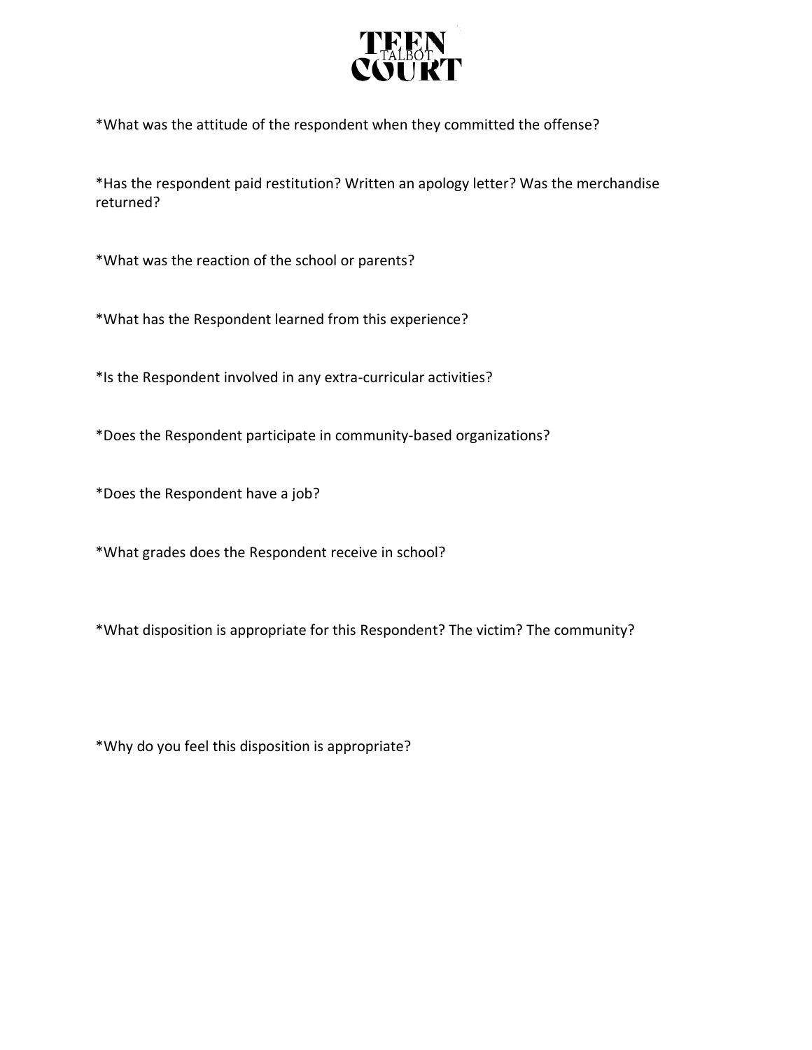*What was the attitude of the respondent when they committed the offense?

*Has the respondent paid restitution? Written an apology letter? Was the merchandise returned?

*What was the reaction of the school or parents?

*What has the Respondent learned from this experience?

*Is the Respondent involved in any extra-curricular activities?

*Does the Respondent participate in community-based organizations?

*Does the Respondent have a job?

*What grades does the Respondent receive in school?

*What disposition is appropriate for this Respondent? The victim? The community?

*Why do you feel this disposition is appropriate?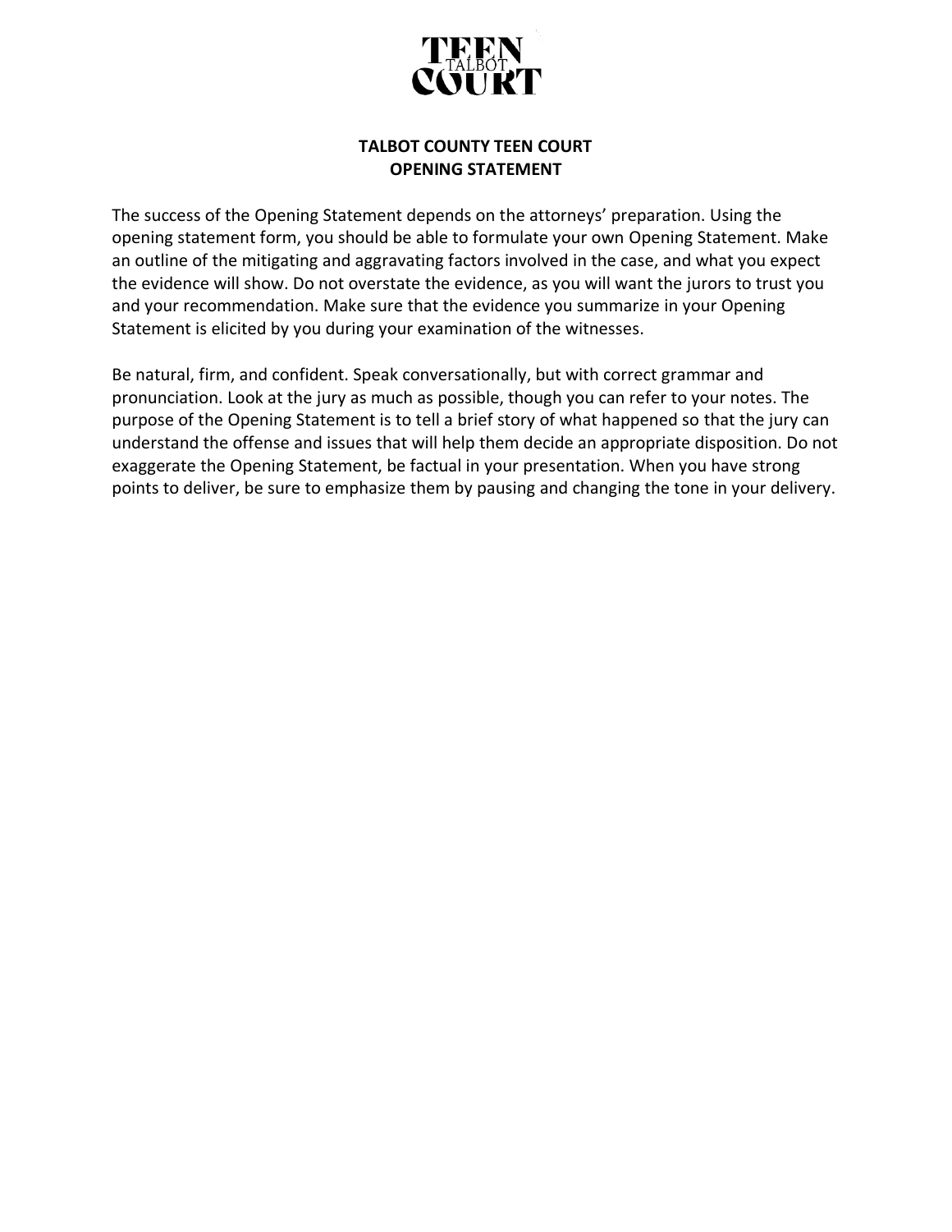# TALBOT COUNTY TEEN COURT
## OPENING STATEMENT

The success of the Opening Statement depends on the attorneys' preparation. Using the opening statement form, you should be able to formulate your own Opening Statement. Make an outline of the mitigating and aggravating factors involved in the case, and what you expect the evidence will show. Do not overstate the evidence, as you will want the jurors to trust you and your recommendation. Make sure that the evidence you summarize in your Opening Statement is elicited by you during your examination of the witnesses.

Be natural, firm, and confident. Speak conversationally, but with correct grammar and pronunciation. Look at the jury as much as possible, though you can refer to your notes. The purpose of the Opening Statement is to tell a brief story of what happened so that the jury can understand the offense and issues that will help them decide an appropriate disposition. Do not exaggerate the Opening Statement, be factual in your presentation. When you have strong points to deliver, be sure to emphasize them by pausing and changing the tone in your delivery.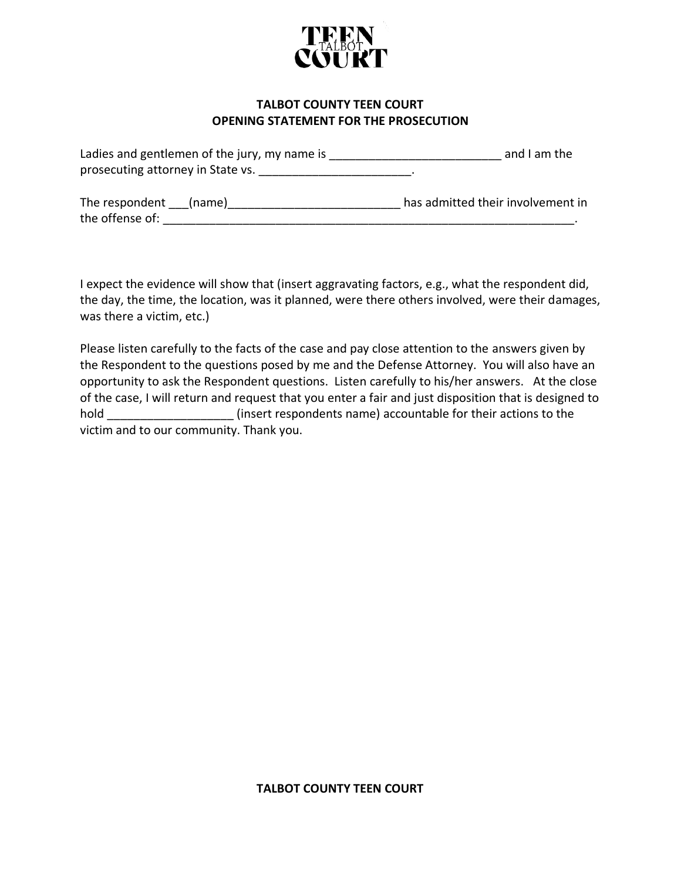TEEN TALBOT COURT

**TALBOT COUNTY TEEN COURT**
**OPENING STATEMENT FOR THE PROSECUTION**

Ladies and gentlemen of the jury, my name is __________________________ and I am the prosecuting attorney in State vs. _______________________.

The respondent ___(name)__________________________ has admitted their involvement in the offense of: _________________________________________________________________.

I expect the evidence will show that (insert aggravating factors, e.g., what the respondent did, the day, the time, the location, was it planned, were there others involved, were their damages, was there a victim, etc.)

Please listen carefully to the facts of the case and pay close attention to the answers given by the Respondent to the questions posed by me and the Defense Attorney. You will also have an opportunity to ask the Respondent questions. Listen carefully to his/her answers. At the close of the case, I will return and request that you enter a fair and just disposition that is designed to hold __________________ (insert respondents name) accountable for their actions to the victim and to our community. Thank you.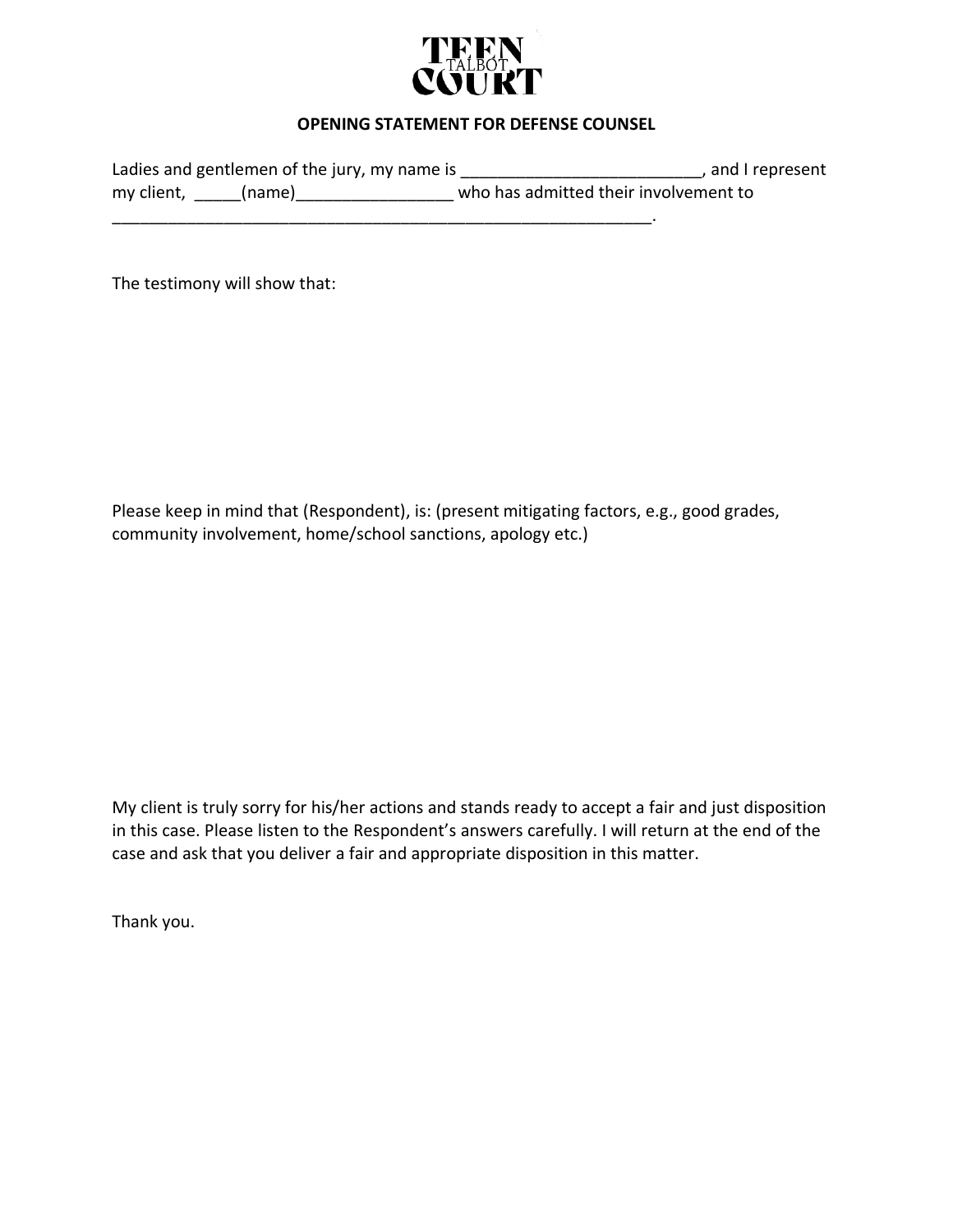TEEN TALBOT COURT

## OPENING STATEMENT FOR DEFENSE COUNSEL

Ladies and gentlemen of the jury, my name is ___________________________, and I represent my client, _____(name)_________________ who has admitted their involvement to _____________________________________________________________.

The testimony will show that:

Please keep in mind that (Respondent), is: (present mitigating factors, e.g., good grades, community involvement, home/school sanctions, apology etc.)

My client is truly sorry for his/her actions and stands ready to accept a fair and just disposition in this case. Please listen to the Respondent's answers carefully. I will return at the end of the case and ask that you deliver a fair and appropriate disposition in this matter.

Thank you.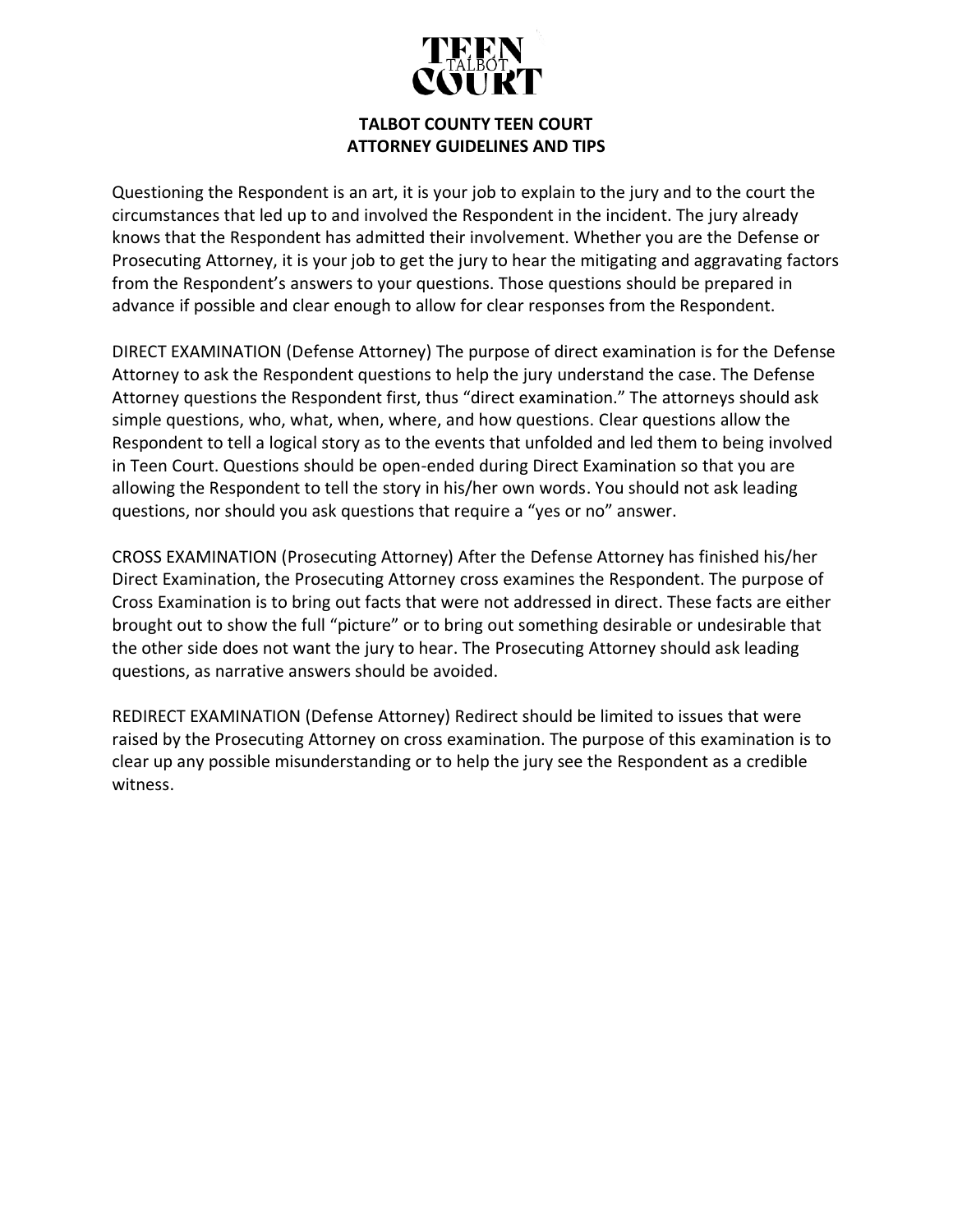# TALBOT COUNTY TEEN COURT
## ATTORNEY GUIDELINES AND TIPS

Questioning the Respondent is an art, it is your job to explain to the jury and to the court the circumstances that led up to and involved the Respondent in the incident. The jury already knows that the Respondent has admitted their involvement. Whether you are the Defense or Prosecuting Attorney, it is your job to get the jury to hear the mitigating and aggravating factors from the Respondent's answers to your questions. Those questions should be prepared in advance if possible and clear enough to allow for clear responses from the Respondent.

DIRECT EXAMINATION (Defense Attorney) The purpose of direct examination is for the Defense Attorney to ask the Respondent questions to help the jury understand the case. The Defense Attorney questions the Respondent first, thus "direct examination." The attorneys should ask simple questions, who, what, when, where, and how questions. Clear questions allow the Respondent to tell a logical story as to the events that unfolded and led them to being involved in Teen Court. Questions should be open-ended during Direct Examination so that you are allowing the Respondent to tell the story in his/her own words. You should not ask leading questions, nor should you ask questions that require a "yes or no" answer.

CROSS EXAMINATION (Prosecuting Attorney) After the Defense Attorney has finished his/her Direct Examination, the Prosecuting Attorney cross examines the Respondent. The purpose of Cross Examination is to bring out facts that were not addressed in direct. These facts are either brought out to show the full "picture" or to bring out something desirable or undesirable that the other side does not want the jury to hear. The Prosecuting Attorney should ask leading questions, as narrative answers should be avoided.

REDIRECT EXAMINATION (Defense Attorney) Redirect should be limited to issues that were raised by the Prosecuting Attorney on cross examination. The purpose of this examination is to clear up any possible misunderstanding or to help the jury see the Respondent as a credible witness.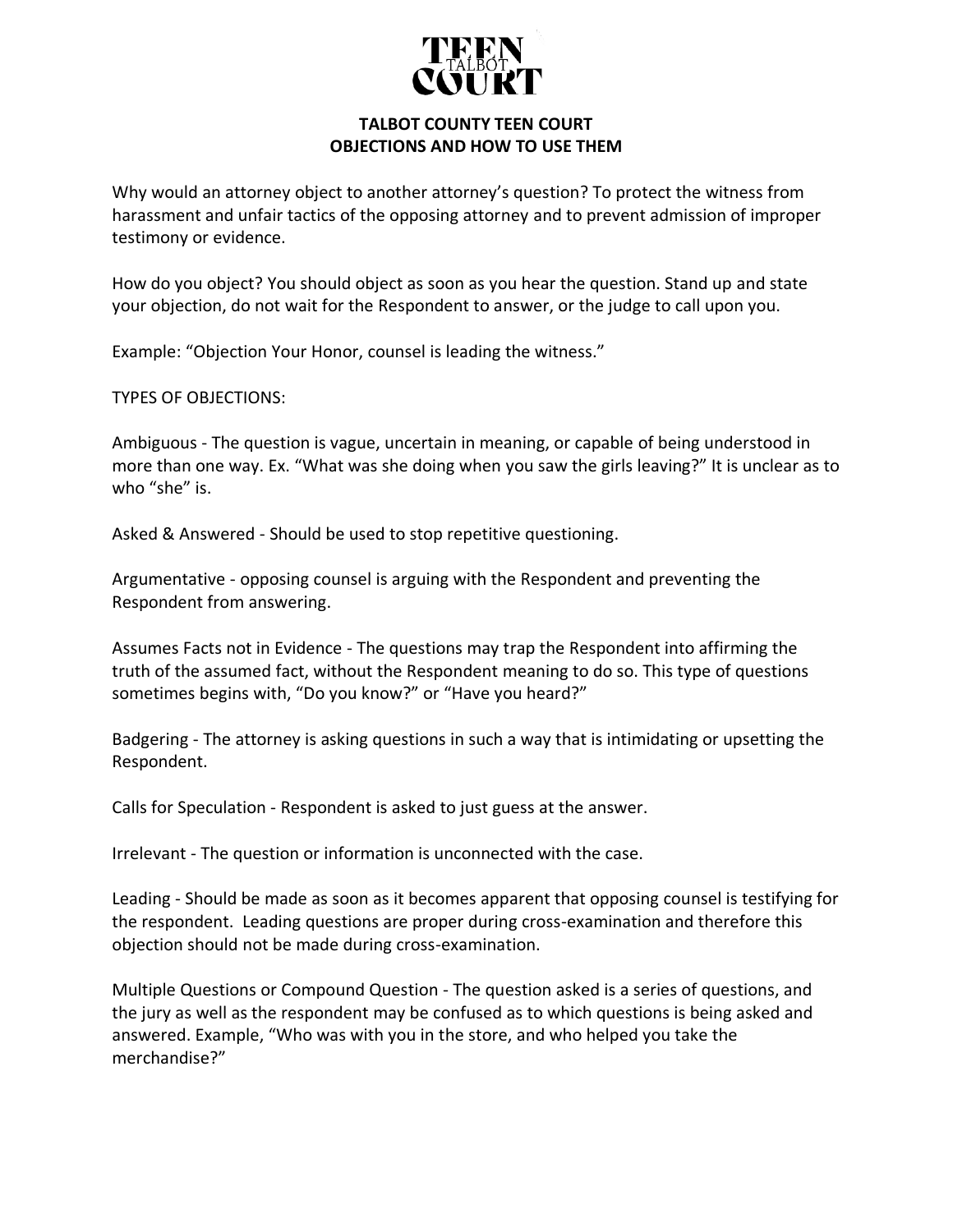# TALBOT COUNTY TEEN COURT
## OBJECTIONS AND HOW TO USE THEM

Why would an attorney object to another attorney's question? To protect the witness from harassment and unfair tactics of the opposing attorney and to prevent admission of improper testimony or evidence.

How do you object? You should object as soon as you hear the question. Stand up and state your objection, do not wait for the Respondent to answer, or the judge to call upon you.

Example: "Objection Your Honor, counsel is leading the witness."

TYPES OF OBJECTIONS:

Ambiguous - The question is vague, uncertain in meaning, or capable of being understood in more than one way. Ex. "What was she doing when you saw the girls leaving?" It is unclear as to who "she" is.

Asked & Answered - Should be used to stop repetitive questioning.

Argumentative - opposing counsel is arguing with the Respondent and preventing the Respondent from answering.

Assumes Facts not in Evidence - The questions may trap the Respondent into affirming the truth of the assumed fact, without the Respondent meaning to do so. This type of questions sometimes begins with, "Do you know?" or "Have you heard?"

Badgering - The attorney is asking questions in such a way that is intimidating or upsetting the Respondent.

Calls for Speculation - Respondent is asked to just guess at the answer.

Irrelevant - The question or information is unconnected with the case.

Leading - Should be made as soon as it becomes apparent that opposing counsel is testifying for the respondent. Leading questions are proper during cross-examination and therefore this objection should not be made during cross-examination.

Multiple Questions or Compound Question - The question asked is a series of questions, and the jury as well as the respondent may be confused as to which questions is being asked and answered. Example, "Who was with you in the store, and who helped you take the merchandise?"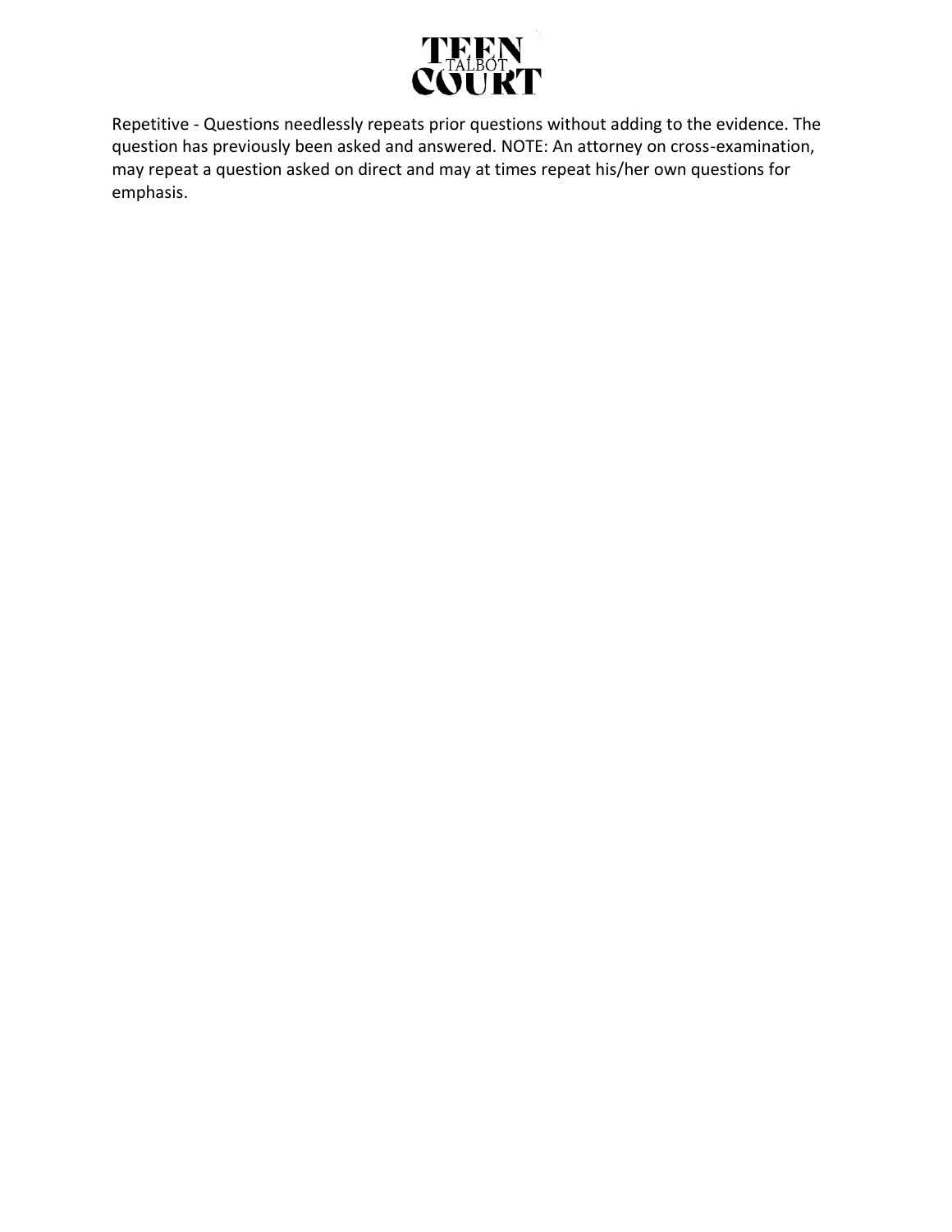Repetitive - Questions needlessly repeats prior questions without adding to the evidence. The question has previously been asked and answered. NOTE: An attorney on cross-examination, may repeat a question asked on direct and may at times repeat his/her own questions for emphasis.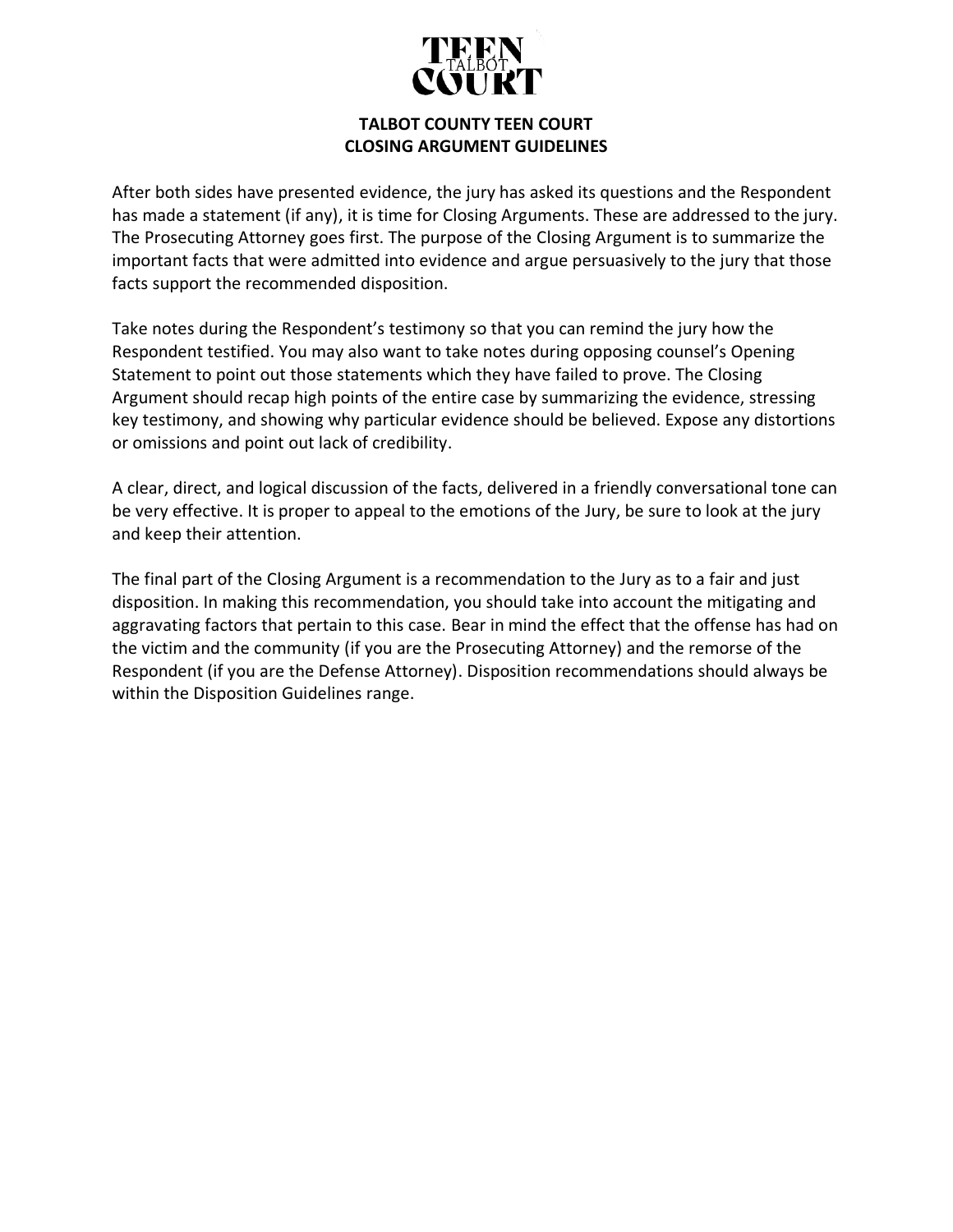# TALBOT COUNTY TEEN COURT
## CLOSING ARGUMENT GUIDELINES

After both sides have presented evidence, the jury has asked its questions and the Respondent has made a statement (if any), it is time for Closing Arguments. These are addressed to the jury. The Prosecuting Attorney goes first. The purpose of the Closing Argument is to summarize the important facts that were admitted into evidence and argue persuasively to the jury that those facts support the recommended disposition.

Take notes during the Respondent's testimony so that you can remind the jury how the Respondent testified. You may also want to take notes during opposing counsel's Opening Statement to point out those statements which they have failed to prove. The Closing Argument should recap high points of the entire case by summarizing the evidence, stressing key testimony, and showing why particular evidence should be believed. Expose any distortions or omissions and point out lack of credibility.

A clear, direct, and logical discussion of the facts, delivered in a friendly conversational tone can be very effective. It is proper to appeal to the emotions of the Jury, be sure to look at the jury and keep their attention.

The final part of the Closing Argument is a recommendation to the Jury as to a fair and just disposition. In making this recommendation, you should take into account the mitigating and aggravating factors that pertain to this case. Bear in mind the effect that the offense has had on the victim and the community (if you are the Prosecuting Attorney) and the remorse of the Respondent (if you are the Defense Attorney). Disposition recommendations should always be within the Disposition Guidelines range.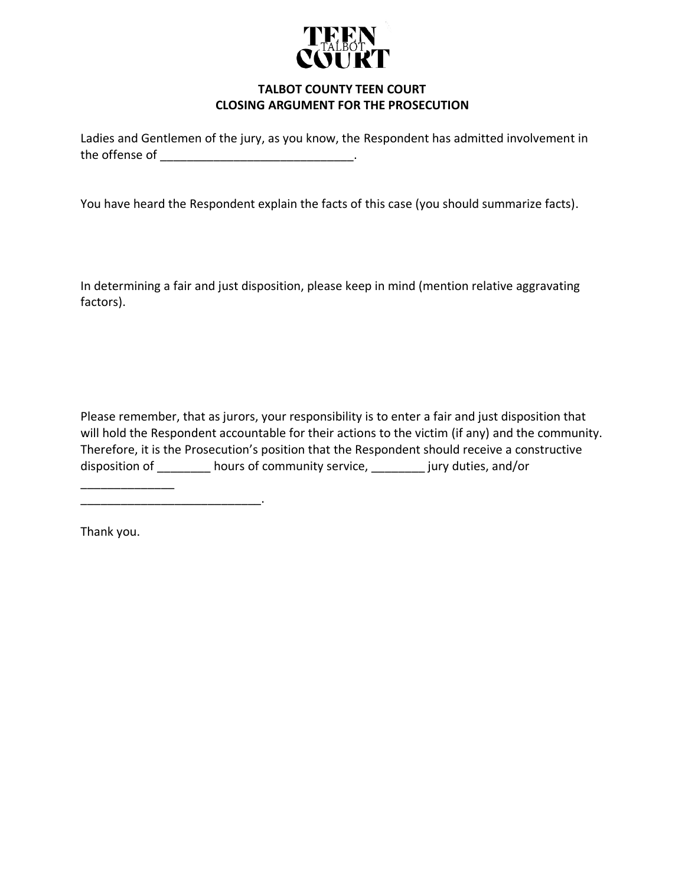**TALBOT COUNTY TEEN COURT**
**CLOSING ARGUMENT FOR THE PROSECUTION**

Ladies and Gentlemen of the jury, as you know, the Respondent has admitted involvement in the offense of _____________________________.

You have heard the Respondent explain the facts of this case (you should summarize facts).

In determining a fair and just disposition, please keep in mind (mention relative aggravating factors).

Please remember, that as jurors, your responsibility is to enter a fair and just disposition that will hold the Respondent accountable for their actions to the victim (if any) and the community. Therefore, it is the Prosecution's position that the Respondent should receive a constructive disposition of ________ hours of community service, ________ jury duties, and/or ______________
___________________________.

Thank you.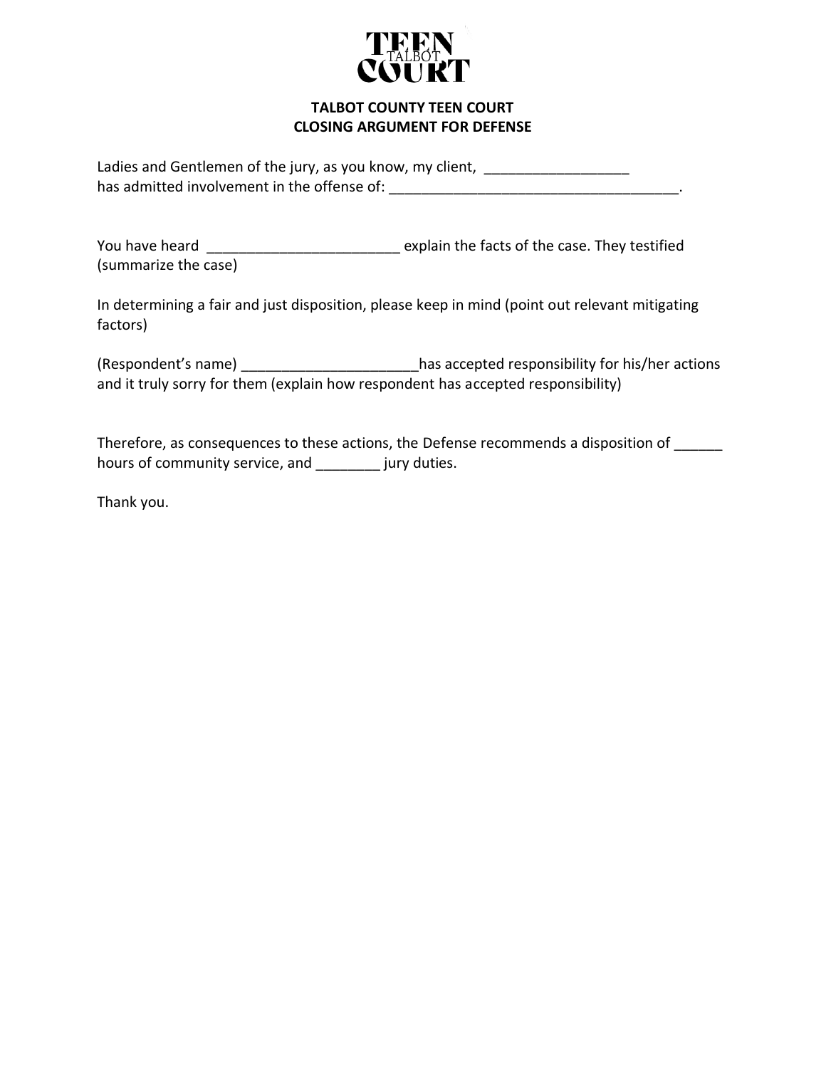**TALBOT COUNTY TEEN COURT**
**CLOSING ARGUMENT FOR DEFENSE**

Ladies and Gentlemen of the jury, as you know, my client, __________________ has admitted involvement in the offense of: _____________________________________.

You have heard ________________________ explain the facts of the case. They testified (summarize the case)

In determining a fair and just disposition, please keep in mind (point out relevant mitigating factors)

(Respondent's name) ______________________has accepted responsibility for his/her actions and it truly sorry for them (explain how respondent has accepted responsibility)

Therefore, as consequences to these actions, the Defense recommends a disposition of ______ hours of community service, and ________ jury duties.

Thank you.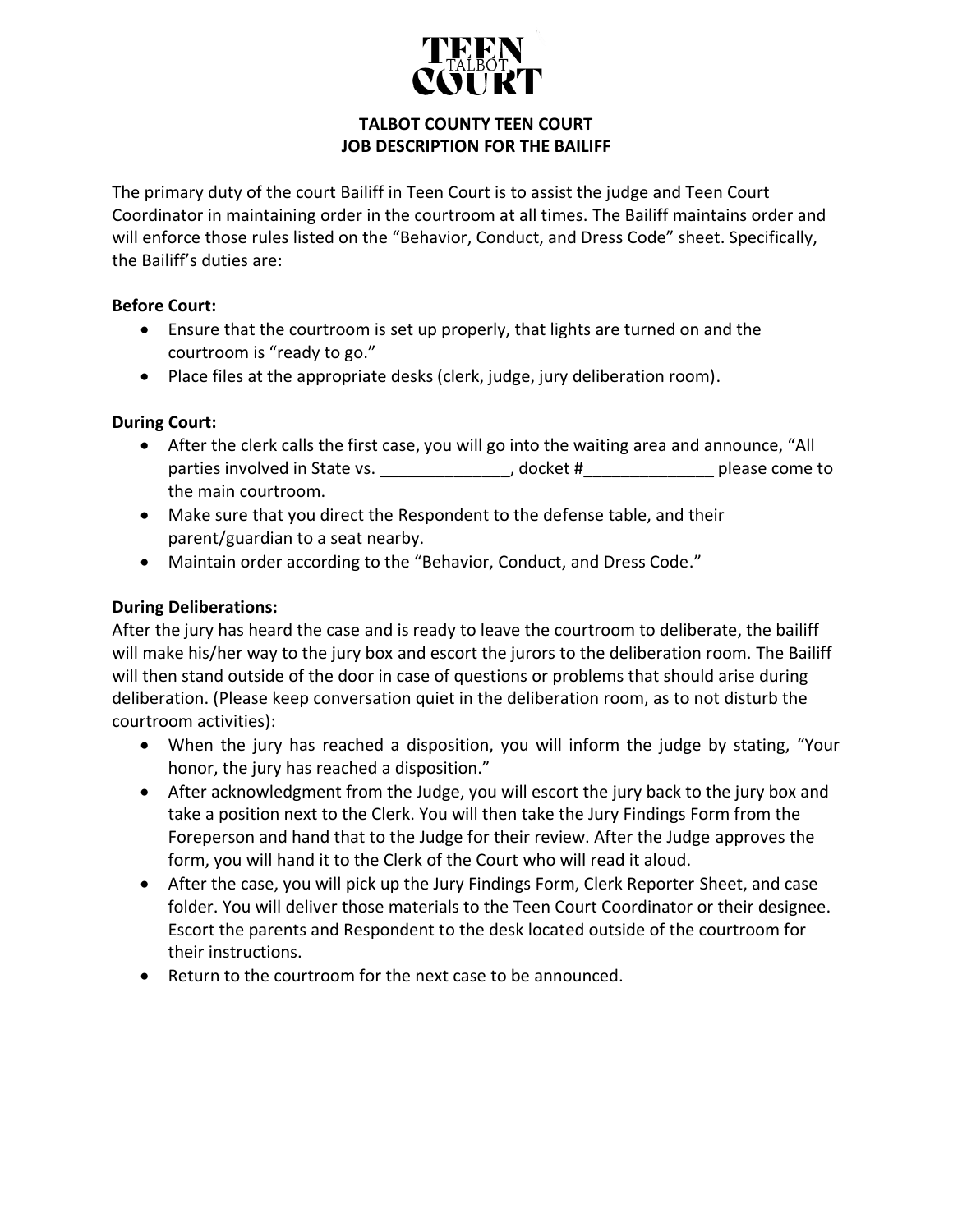# TALBOT COUNTY TEEN COURT
## JOB DESCRIPTION FOR THE BAILIFF

The primary duty of the court Bailiff in Teen Court is to assist the judge and Teen Court Coordinator in maintaining order in the courtroom at all times. The Bailiff maintains order and will enforce those rules listed on the "Behavior, Conduct, and Dress Code" sheet. Specifically, the Bailiff's duties are:

**Before Court:**

- Ensure that the courtroom is set up properly, that lights are turned on and the courtroom is "ready to go."
- Place files at the appropriate desks (clerk, judge, jury deliberation room).

**During Court:**

- After the clerk calls the first case, you will go into the waiting area and announce, "All parties involved in State vs. ______________, docket #______________ please come to the main courtroom.
- Make sure that you direct the Respondent to the defense table, and their parent/guardian to a seat nearby.
- Maintain order according to the "Behavior, Conduct, and Dress Code."

**During Deliberations:**

After the jury has heard the case and is ready to leave the courtroom to deliberate, the bailiff will make his/her way to the jury box and escort the jurors to the deliberation room. The Bailiff will then stand outside of the door in case of questions or problems that should arise during deliberation. (Please keep conversation quiet in the deliberation room, as to not disturb the courtroom activities):

- When the jury has reached a disposition, you will inform the judge by stating, "Your honor, the jury has reached a disposition."
- After acknowledgment from the Judge, you will escort the jury back to the jury box and take a position next to the Clerk. You will then take the Jury Findings Form from the Foreperson and hand that to the Judge for their review. After the Judge approves the form, you will hand it to the Clerk of the Court who will read it aloud.
- After the case, you will pick up the Jury Findings Form, Clerk Reporter Sheet, and case folder. You will deliver those materials to the Teen Court Coordinator or their designee. Escort the parents and Respondent to the desk located outside of the courtroom for their instructions.
- Return to the courtroom for the next case to be announced.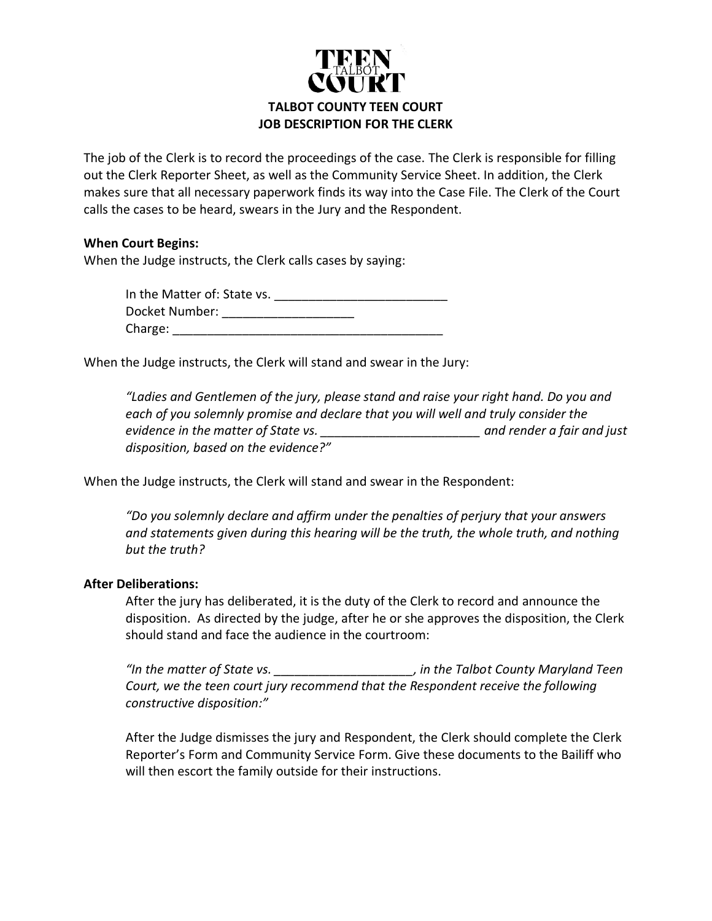**TEEN TALBOT COURT**

**TALBOT COUNTY TEEN COURT**
**JOB DESCRIPTION FOR THE CLERK**

The job of the Clerk is to record the proceedings of the case. The Clerk is responsible for filling out the Clerk Reporter Sheet, as well as the Community Service Sheet. In addition, the Clerk makes sure that all necessary paperwork finds its way into the Case File. The Clerk of the Court calls the cases to be heard, swears in the Jury and the Respondent.

**When Court Begins:**

When the Judge instructs, the Clerk calls cases by saying:

> In the Matter of: State vs. _________________________
> Docket Number: ___________________
> Charge: ________________________________________

When the Judge instructs, the Clerk will stand and swear in the Jury:

> *"Ladies and Gentlemen of the jury, please stand and raise your right hand. Do you and each of you solemnly promise and declare that you will well and truly consider the evidence in the matter of State vs. ______________________ and render a fair and just disposition, based on the evidence?"*

When the Judge instructs, the Clerk will stand and swear in the Respondent:

> *"Do you solemnly declare and affirm under the penalties of perjury that your answers and statements given during this hearing will be the truth, the whole truth, and nothing but the truth?*

**After Deliberations:**

After the jury has deliberated, it is the duty of the Clerk to record and announce the disposition. As directed by the judge, after he or she approves the disposition, the Clerk should stand and face the audience in the courtroom:

*"In the matter of State vs. ____________________, in the Talbot County Maryland Teen Court, we the teen court jury recommend that the Respondent receive the following constructive disposition:"*

After the Judge dismisses the jury and Respondent, the Clerk should complete the Clerk Reporter's Form and Community Service Form. Give these documents to the Bailiff who will then escort the family outside for their instructions.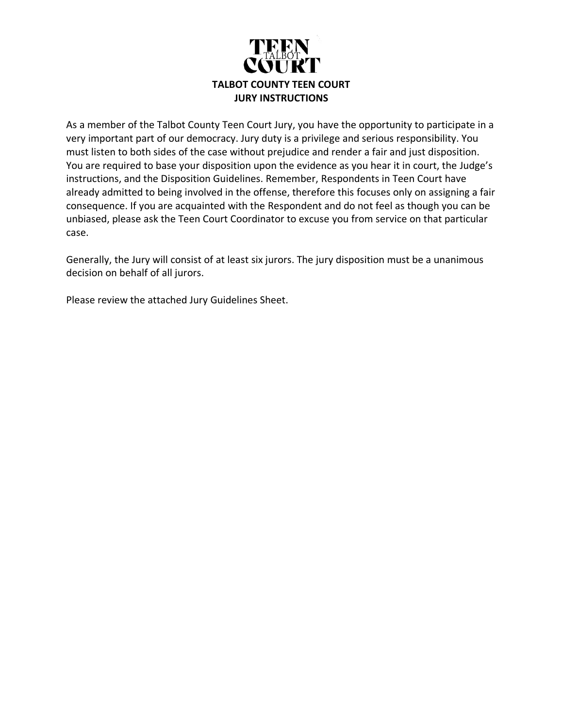# TALBOT COUNTY TEEN COURT
## JURY INSTRUCTIONS

As a member of the Talbot County Teen Court Jury, you have the opportunity to participate in a very important part of our democracy. Jury duty is a privilege and serious responsibility. You must listen to both sides of the case without prejudice and render a fair and just disposition. You are required to base your disposition upon the evidence as you hear it in court, the Judge's instructions, and the Disposition Guidelines. Remember, Respondents in Teen Court have already admitted to being involved in the offense, therefore this focuses only on assigning a fair consequence. If you are acquainted with the Respondent and do not feel as though you can be unbiased, please ask the Teen Court Coordinator to excuse you from service on that particular case.

Generally, the Jury will consist of at least six jurors. The jury disposition must be a unanimous decision on behalf of all jurors.

Please review the attached Jury Guidelines Sheet.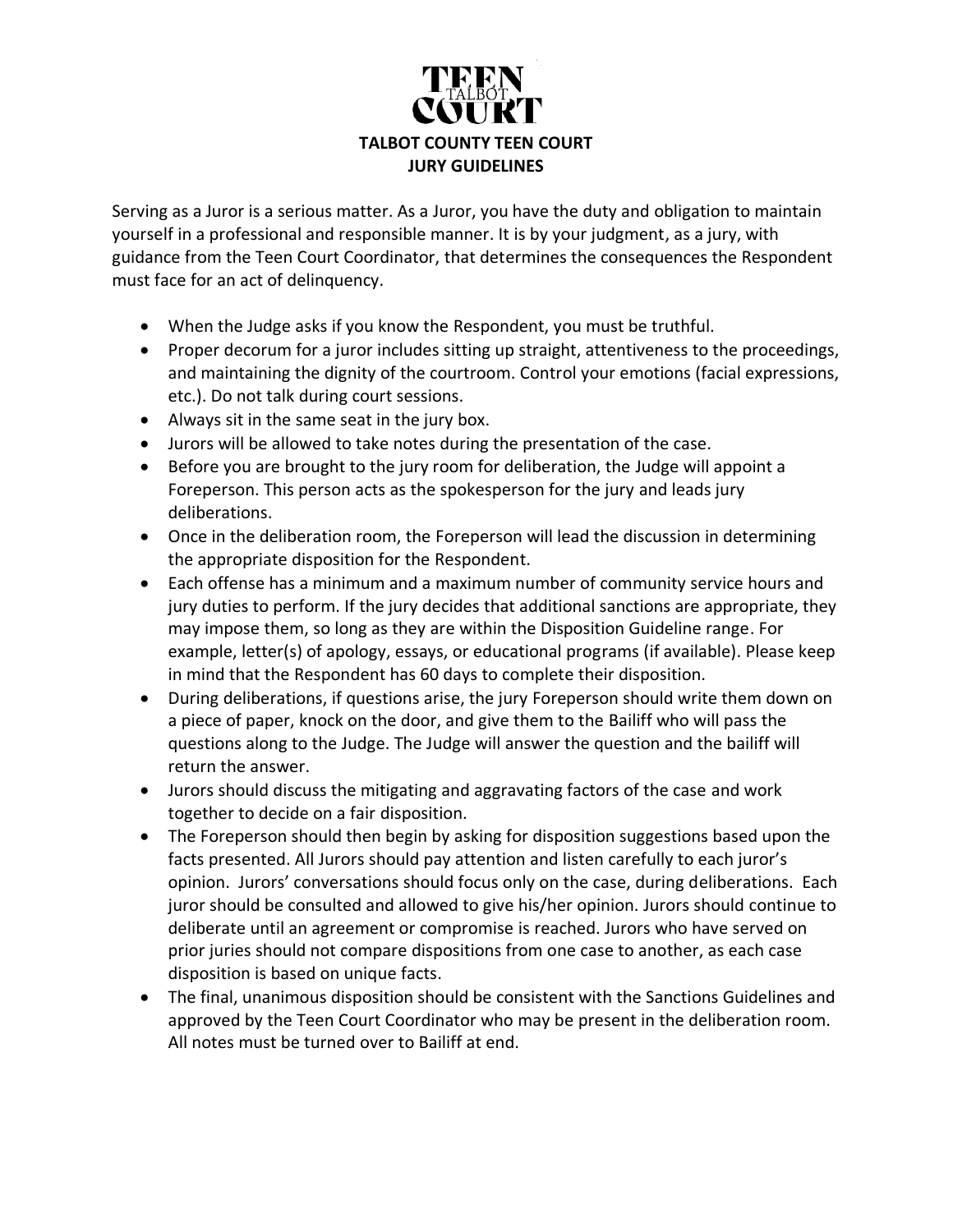TEEN TALBOT COURT

# TALBOT COUNTY TEEN COURT
## JURY GUIDELINES

Serving as a Juror is a serious matter. As a Juror, you have the duty and obligation to maintain yourself in a professional and responsible manner. It is by your judgment, as a jury, with guidance from the Teen Court Coordinator, that determines the consequences the Respondent must face for an act of delinquency.

- When the Judge asks if you know the Respondent, you must be truthful.
- Proper decorum for a juror includes sitting up straight, attentiveness to the proceedings, and maintaining the dignity of the courtroom. Control your emotions (facial expressions, etc.). Do not talk during court sessions.
- Always sit in the same seat in the jury box.
- Jurors will be allowed to take notes during the presentation of the case.
- Before you are brought to the jury room for deliberation, the Judge will appoint a Foreperson. This person acts as the spokesperson for the jury and leads jury deliberations.
- Once in the deliberation room, the Foreperson will lead the discussion in determining the appropriate disposition for the Respondent.
- Each offense has a minimum and a maximum number of community service hours and jury duties to perform. If the jury decides that additional sanctions are appropriate, they may impose them, so long as they are within the Disposition Guideline range. For example, letter(s) of apology, essays, or educational programs (if available). Please keep in mind that the Respondent has 60 days to complete their disposition.
- During deliberations, if questions arise, the jury Foreperson should write them down on a piece of paper, knock on the door, and give them to the Bailiff who will pass the questions along to the Judge. The Judge will answer the question and the bailiff will return the answer.
- Jurors should discuss the mitigating and aggravating factors of the case and work together to decide on a fair disposition.
- The Foreperson should then begin by asking for disposition suggestions based upon the facts presented. All Jurors should pay attention and listen carefully to each juror's opinion. Jurors' conversations should focus only on the case, during deliberations. Each juror should be consulted and allowed to give his/her opinion. Jurors should continue to deliberate until an agreement or compromise is reached. Jurors who have served on prior juries should not compare dispositions from one case to another, as each case disposition is based on unique facts.
- The final, unanimous disposition should be consistent with the Sanctions Guidelines and approved by the Teen Court Coordinator who may be present in the deliberation room. All notes must be turned over to Bailiff at end.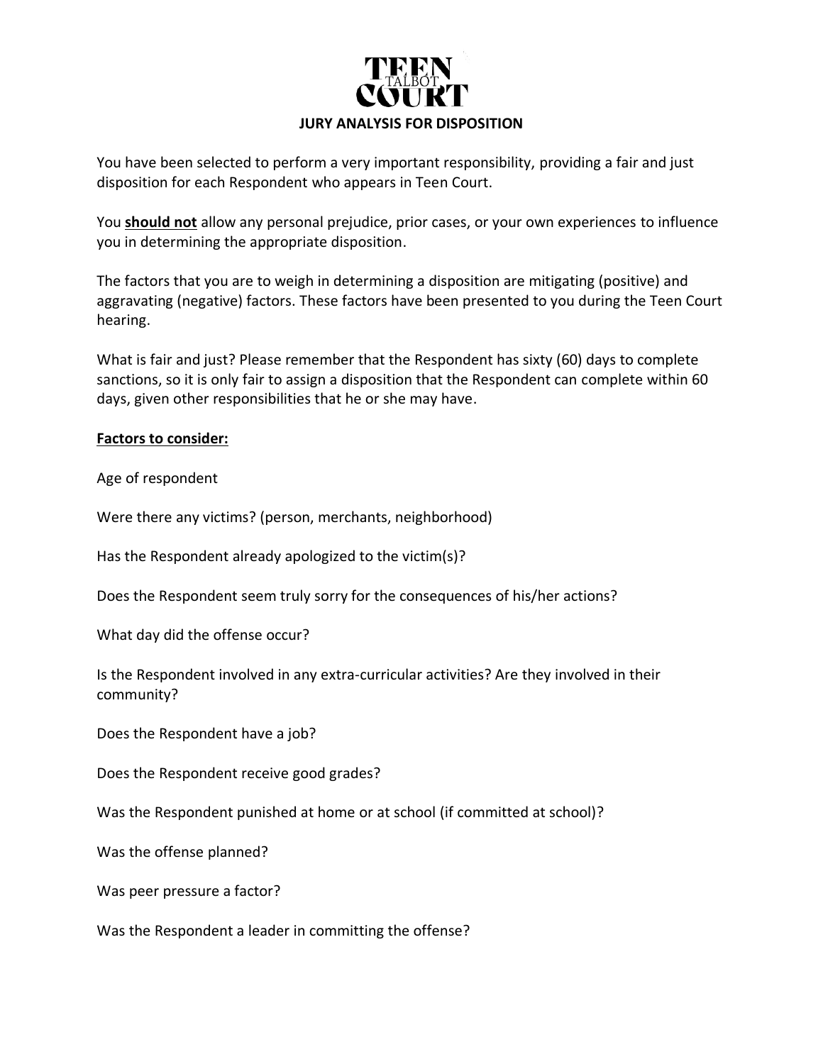# TEEN TALBOT COURT

## JURY ANALYSIS FOR DISPOSITION

You have been selected to perform a very important responsibility, providing a fair and just disposition for each Respondent who appears in Teen Court.

You **should not** allow any personal prejudice, prior cases, or your own experiences to influence you in determining the appropriate disposition.

The factors that you are to weigh in determining a disposition are mitigating (positive) and aggravating (negative) factors. These factors have been presented to you during the Teen Court hearing.

What is fair and just? Please remember that the Respondent has sixty (60) days to complete sanctions, so it is only fair to assign a disposition that the Respondent can complete within 60 days, given other responsibilities that he or she may have.

**Factors to consider:**

Age of respondent

Were there any victims? (person, merchants, neighborhood)

Has the Respondent already apologized to the victim(s)?

Does the Respondent seem truly sorry for the consequences of his/her actions?

What day did the offense occur?

Is the Respondent involved in any extra-curricular activities? Are they involved in their community?

Does the Respondent have a job?

Does the Respondent receive good grades?

Was the Respondent punished at home or at school (if committed at school)?

Was the offense planned?

Was peer pressure a factor?

Was the Respondent a leader in committing the offense?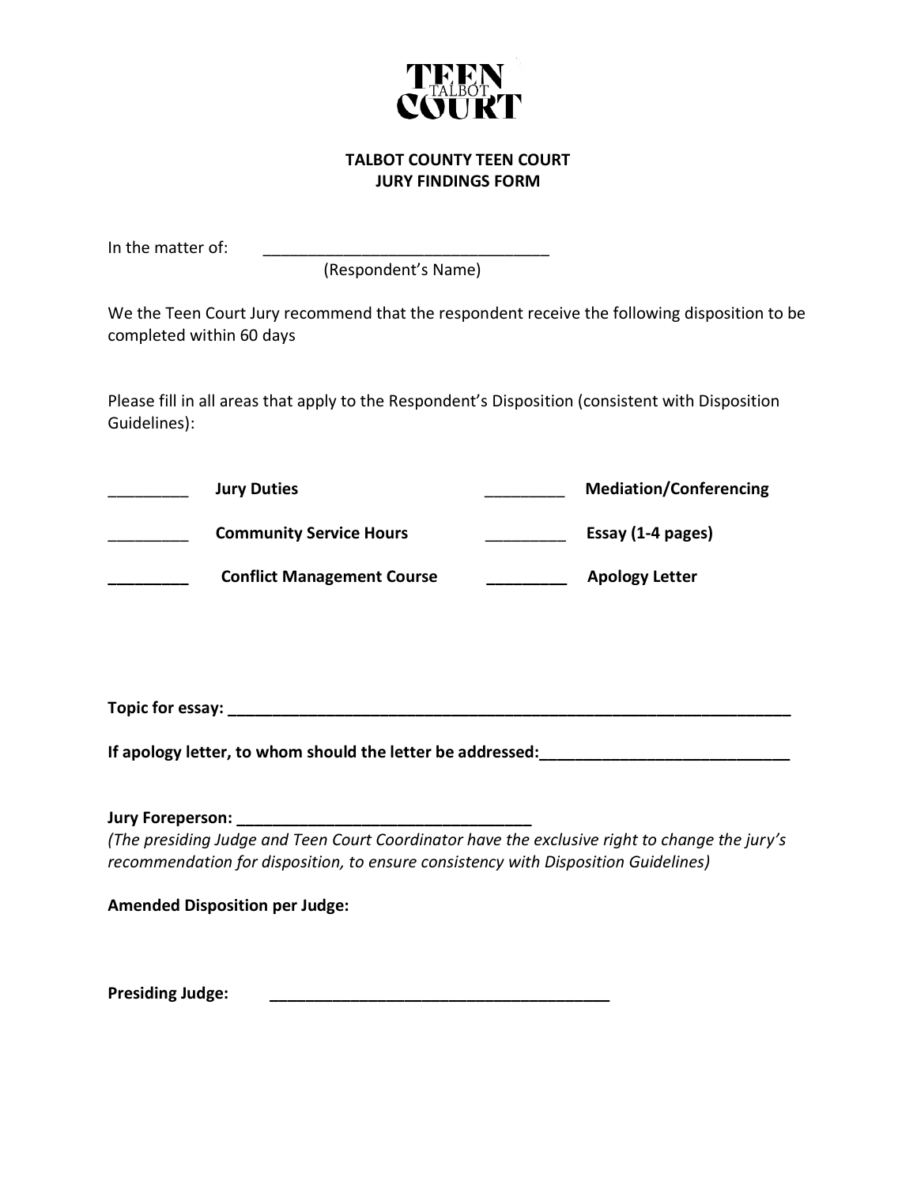TEEN TALBOT COURT

**TALBOT COUNTY TEEN COURT**
**JURY FINDINGS FORM**

In the matter of: ________________________________
(Respondent's Name)

We the Teen Court Jury recommend that the respondent receive the following disposition to be completed within 60 days

Please fill in all areas that apply to the Respondent's Disposition (consistent with Disposition Guidelines):

_________ **Jury Duties** _________ **Mediation/Conferencing**

_________ **Community Service Hours** _________ **Essay (1-4 pages)**

_________ **Conflict Management Course** _________ **Apology Letter**

**Topic for essay: ________________________________________________________________**

**If apology letter, to whom should the letter be addressed:____________________________**

**Jury Foreperson: _________________________________**

*(The presiding Judge and Teen Court Coordinator have the exclusive right to change the jury's recommendation for disposition, to ensure consistency with Disposition Guidelines)*

**Amended Disposition per Judge:**

**Presiding Judge:** _______________________________________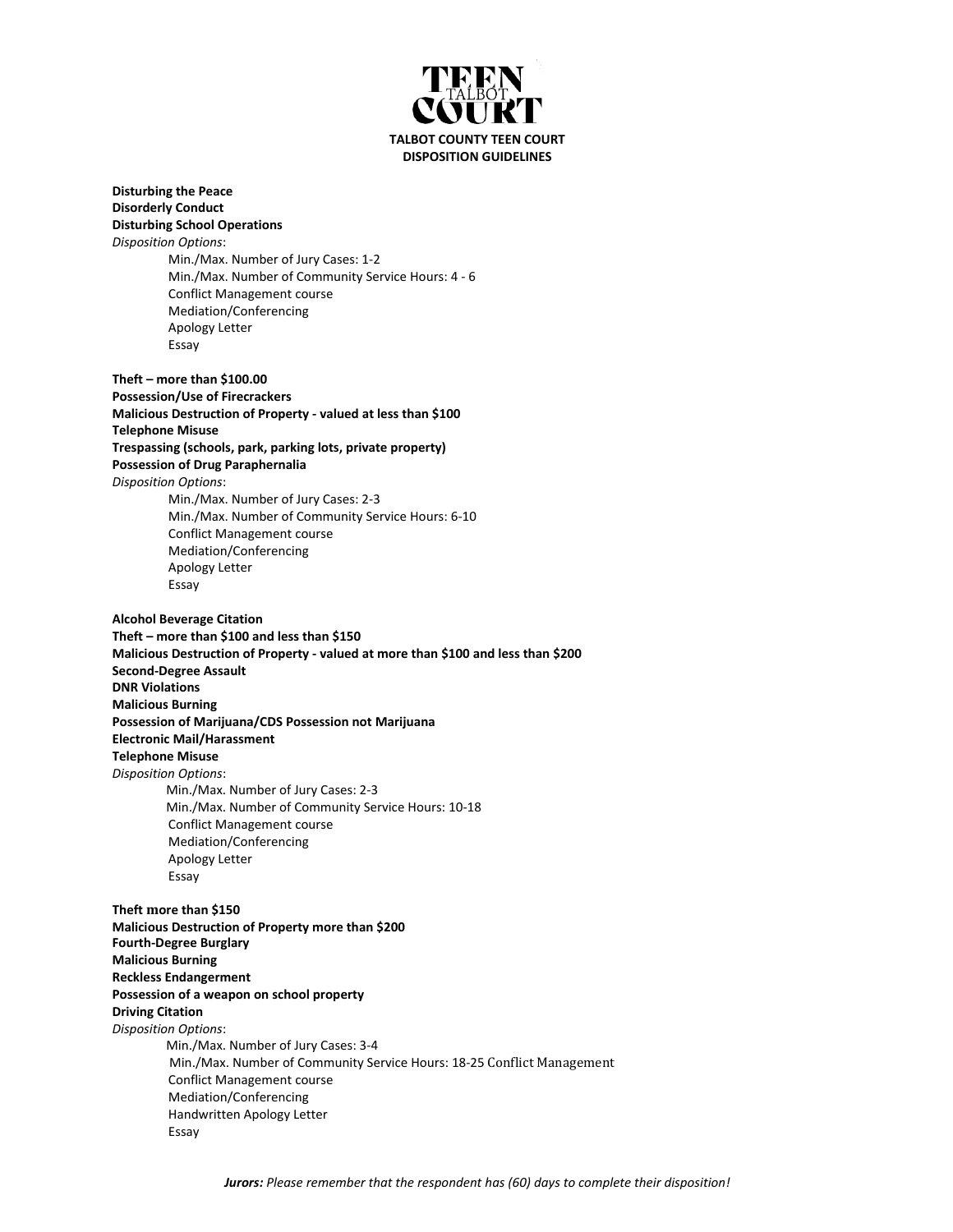TEEN
TALBOT
COURT

**TALBOT COUNTY TEEN COURT**
**DISPOSITION GUIDELINES**

**Disturbing the Peace**
**Disorderly Conduct**
**Disturbing School Operations**
*Disposition Options*:

- Min./Max. Number of Jury Cases: 1-2
- Min./Max. Number of Community Service Hours: 4 - 6
- Conflict Management course
- Mediation/Conferencing
- Apology Letter
- Essay

**Theft – more than $100.00**
**Possession/Use of Firecrackers**
**Malicious Destruction of Property - valued at less than $100**
**Telephone Misuse**
**Trespassing (schools, park, parking lots, private property)**
**Possession of Drug Paraphernalia**
*Disposition Options*:

- Min./Max. Number of Jury Cases: 2-3
- Min./Max. Number of Community Service Hours: 6-10
- Conflict Management course
- Mediation/Conferencing
- Apology Letter
- Essay

**Alcohol Beverage Citation**
**Theft – more than $100 and less than $150**
**Malicious Destruction of Property - valued at more than $100 and less than $200**
**Second-Degree Assault**
**DNR Violations**
**Malicious Burning**
**Possession of Marijuana/CDS Possession not Marijuana**
**Electronic Mail/Harassment**
**Telephone Misuse**
*Disposition Options*:

- Min./Max. Number of Jury Cases: 2-3
- Min./Max. Number of Community Service Hours: 10-18
- Conflict Management course
- Mediation/Conferencing
- Apology Letter
- Essay

**Theft more than $150**
**Malicious Destruction of Property more than $200**
**Fourth-Degree Burglary**
**Malicious Burning**
**Reckless Endangerment**
**Possession of a weapon on school property**
**Driving Citation**
*Disposition Options*:

- Min./Max. Number of Jury Cases: 3-4
- Min./Max. Number of Community Service Hours: 18-25 Conflict Management
- Conflict Management course
- Mediation/Conferencing
- Handwritten Apology Letter
- Essay

***Jurors:** Please remember that the respondent has (60) days to complete their disposition!*